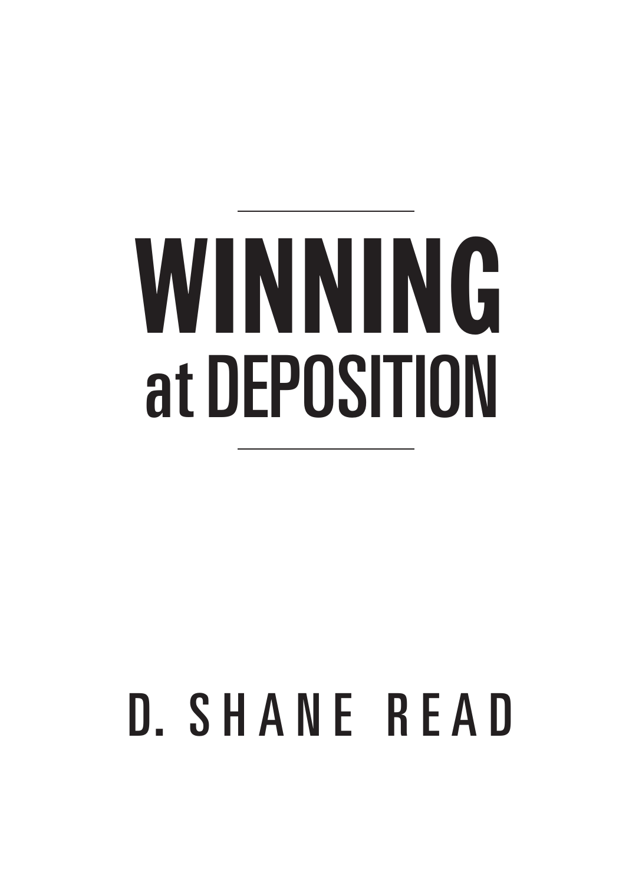# WINNING at DEPOSITION

D. SHANE READ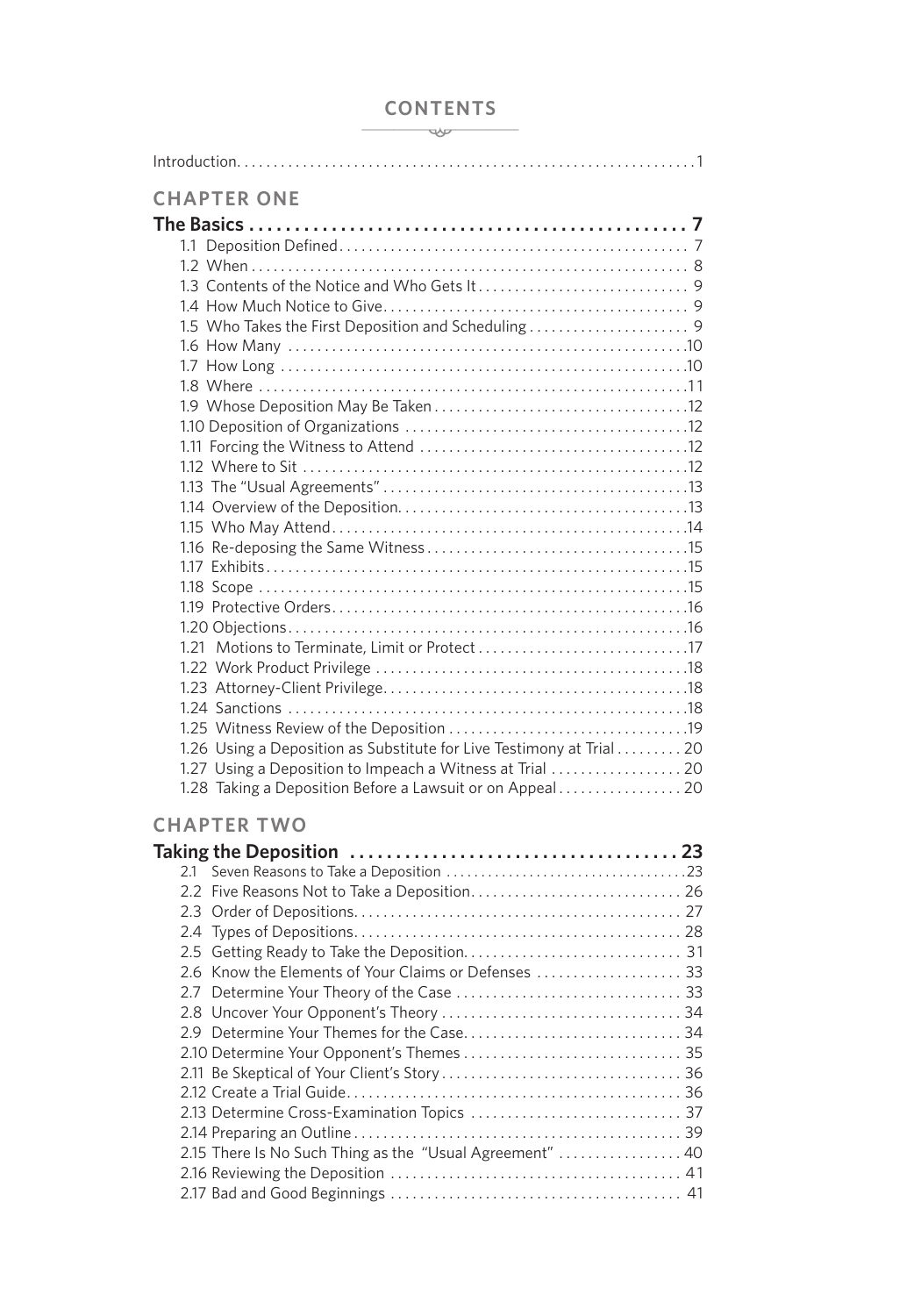# CONTENTS

Introduction. . . . . . . . . . . . . . . . . . . . . . . . . . . . . . . . . . . . . . . . . . . . . . . . . . . . . . . . . . . . . . .1

## CHAPTER ONE

**The Basics . . . . . . . . . . . . . . . . . . . . . . . . . . . . . . . . . . . . . . . . . . . . . . . . 7**

1.1 Deposition Defined . . . . . . . . . . . . . . . . . . . . . . . . . . . . . . . . . . . . . . . . . . . . . . . . 7
1.2 When . . . . . . . . . . . . . . . . . . . . . . . . . . . . . . . . . . . . . . . . . . . . . . . . . . . . . . . . . . . 8
1.3 Contents of the Notice and Who Gets It . . . . . . . . . . . . . . . . . . . . . . . . . . . . 9
1.4 How Much Notice to Give. . . . . . . . . . . . . . . . . . . . . . . . . . . . . . . . . . . . . . . . . 9
1.5 Who Takes the First Deposition and Scheduling . . . . . . . . . . . . . . . . . . . . . 9
1.6 How Many . . . . . . . . . . . . . . . . . . . . . . . . . . . . . . . . . . . . . . . . . . . . . . . . . . . . . .10
1.7 How Long . . . . . . . . . . . . . . . . . . . . . . . . . . . . . . . . . . . . . . . . . . . . . . . . . . . . . .10
1.8 Where . . . . . . . . . . . . . . . . . . . . . . . . . . . . . . . . . . . . . . . . . . . . . . . . . . . . . . . . . .11
1.9 Whose Deposition May Be Taken . . . . . . . . . . . . . . . . . . . . . . . . . . . . . . . . . .12
1.10 Deposition of Organizations . . . . . . . . . . . . . . . . . . . . . . . . . . . . . . . . . . . . . .12
1.11 Forcing the Witness to Attend . . . . . . . . . . . . . . . . . . . . . . . . . . . . . . . . . . . .12
1.12 Where to Sit . . . . . . . . . . . . . . . . . . . . . . . . . . . . . . . . . . . . . . . . . . . . . . . . . . . .12
1.13 The "Usual Agreements" . . . . . . . . . . . . . . . . . . . . . . . . . . . . . . . . . . . . . . . . .13
1.14 Overview of the Deposition. . . . . . . . . . . . . . . . . . . . . . . . . . . . . . . . . . . . . . .13
1.15 Who May Attend. . . . . . . . . . . . . . . . . . . . . . . . . . . . . . . . . . . . . . . . . . . . . . . .14
1.16 Re-deposing the Same Witness . . . . . . . . . . . . . . . . . . . . . . . . . . . . . . . . . . .15
1.17 Exhibits. . . . . . . . . . . . . . . . . . . . . . . . . . . . . . . . . . . . . . . . . . . . . . . . . . . . . . . .15
1.18 Scope . . . . . . . . . . . . . . . . . . . . . . . . . . . . . . . . . . . . . . . . . . . . . . . . . . . . . . . . .15
1.19 Protective Orders. . . . . . . . . . . . . . . . . . . . . . . . . . . . . . . . . . . . . . . . . . . . . . . .16
1.20 Objections. . . . . . . . . . . . . . . . . . . . . . . . . . . . . . . . . . . . . . . . . . . . . . . . . . . . . .16
1.21 Motions to Terminate, Limit or Protect . . . . . . . . . . . . . . . . . . . . . . . . . . . . .17
1.22 Work Product Privilege . . . . . . . . . . . . . . . . . . . . . . . . . . . . . . . . . . . . . . . . . .18
1.23 Attorney-Client Privilege. . . . . . . . . . . . . . . . . . . . . . . . . . . . . . . . . . . . . . . . .18
1.24 Sanctions . . . . . . . . . . . . . . . . . . . . . . . . . . . . . . . . . . . . . . . . . . . . . . . . . . . . . .18
1.25 Witness Review of the Deposition . . . . . . . . . . . . . . . . . . . . . . . . . . . . . . . .19
1.26 Using a Deposition as Substitute for Live Testimony at Trial . . . . . . . . . 20
1.27 Using a Deposition to Impeach a Witness at Trial . . . . . . . . . . . . . . . . . . 20
1.28 Taking a Deposition Before a Lawsuit or on Appeal . . . . . . . . . . . . . . . . . 20

## CHAPTER TWO

**Taking the Deposition . . . . . . . . . . . . . . . . . . . . . . . . . . . . . . . . . . . . 23**

2.1 Seven Reasons to Take a Deposition . . . . . . . . . . . . . . . . . . . . . . . . . . . . . . . . . .23
2.2 Five Reasons Not to Take a Deposition. . . . . . . . . . . . . . . . . . . . . . . . . . . . 26
2.3 Order of Depositions. . . . . . . . . . . . . . . . . . . . . . . . . . . . . . . . . . . . . . . . . . . . 27
2.4 Types of Depositions. . . . . . . . . . . . . . . . . . . . . . . . . . . . . . . . . . . . . . . . . . . . 28
2.5 Getting Ready to Take the Deposition. . . . . . . . . . . . . . . . . . . . . . . . . . . . . 31
2.6 Know the Elements of Your Claims or Defenses . . . . . . . . . . . . . . . . . . . . 33
2.7 Determine Your Theory of the Case . . . . . . . . . . . . . . . . . . . . . . . . . . . . . . . 33
2.8 Uncover Your Opponent's Theory . . . . . . . . . . . . . . . . . . . . . . . . . . . . . . . . 34
2.9 Determine Your Themes for the Case. . . . . . . . . . . . . . . . . . . . . . . . . . . . . 34
2.10 Determine Your Opponent's Themes . . . . . . . . . . . . . . . . . . . . . . . . . . . . . 35
2.11 Be Skeptical of Your Client's Story . . . . . . . . . . . . . . . . . . . . . . . . . . . . . . . 36
2.12 Create a Trial Guide. . . . . . . . . . . . . . . . . . . . . . . . . . . . . . . . . . . . . . . . . . . . . 36
2.13 Determine Cross-Examination Topics . . . . . . . . . . . . . . . . . . . . . . . . . . . . 37
2.14 Preparing an Outline . . . . . . . . . . . . . . . . . . . . . . . . . . . . . . . . . . . . . . . . . . . . 39
2.15 There Is No Such Thing as the "Usual Agreement" . . . . . . . . . . . . . . . . . 40
2.16 Reviewing the Deposition . . . . . . . . . . . . . . . . . . . . . . . . . . . . . . . . . . . . . . . 41
2.17 Bad and Good Beginnings . . . . . . . . . . . . . . . . . . . . . . . . . . . . . . . . . . . . . . . 41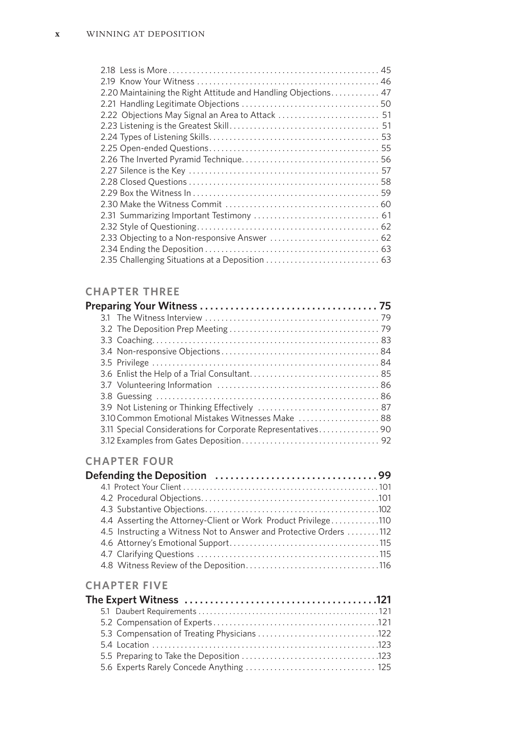2.18 Less is More . . . . . . . . . . 45
2.19 Know Your Witness . . . . . . . . . . 46
2.20 Maintaining the Right Attitude and Handling Objections. . . . . . . . . . 47
2.21 Handling Legitimate Objections . . . . . . . . . . 50
2.22 Objections May Signal an Area to Attack . . . . . . . . . . 51
2.23 Listening is the Greatest Skill . . . . . . . . . . 51
2.24 Types of Listening Skills . . . . . . . . . . 53
2.25 Open-ended Questions . . . . . . . . . . 55
2.26 The Inverted Pyramid Technique . . . . . . . . . . 56
2.27 Silence is the Key . . . . . . . . . . 57
2.28 Closed Questions . . . . . . . . . . 58
2.29 Box the Witness In . . . . . . . . . . 59
2.30 Make the Witness Commit . . . . . . . . . . 60
2.31 Summarizing Important Testimony . . . . . . . . . . 61
2.32 Style of Questioning . . . . . . . . . . 62
2.33 Objecting to a Non-responsive Answer . . . . . . . . . . 62
2.34 Ending the Deposition . . . . . . . . . . 63
2.35 Challenging Situations at a Deposition . . . . . . . . . . 63

## CHAPTER THREE

**Preparing Your Witness . . . . . . . . . . 75**

3.1 The Witness Interview . . . . . . . . . . 79
3.2 The Deposition Prep Meeting . . . . . . . . . . 79
3.3 Coaching . . . . . . . . . . 83
3.4 Non-responsive Objections . . . . . . . . . . 84
3.5 Privilege . . . . . . . . . . 84
3.6 Enlist the Help of a Trial Consultant . . . . . . . . . . 85
3.7 Volunteering Information . . . . . . . . . . 86
3.8 Guessing . . . . . . . . . . 86
3.9 Not Listening or Thinking Effectively . . . . . . . . . . 87
3.10 Common Emotional Mistakes Witnesses Make . . . . . . . . . . 88
3.11 Special Considerations for Corporate Representatives . . . . . . . . . . 90
3.12 Examples from Gates Deposition . . . . . . . . . . 92

## CHAPTER FOUR

**Defending the Deposition . . . . . . . . . . 99**

4.1 Protect Your Client . . . . . . . . . . 101
4.2 Procedural Objections . . . . . . . . . . 101
4.3 Substantive Objections . . . . . . . . . . 102
4.4 Asserting the Attorney-Client or Work Product Privilege . . . . . . . . . . 110
4.5 Instructing a Witness Not to Answer and Protective Orders . . . . . . . . . . 112
4.6 Attorney's Emotional Support . . . . . . . . . . 115
4.7 Clarifying Questions . . . . . . . . . . 115
4.8 Witness Review of the Deposition . . . . . . . . . . 116

## CHAPTER FIVE

**The Expert Witness . . . . . . . . . . 121**

5.1 Daubert Requirements . . . . . . . . . . 121
5.2 Compensation of Experts . . . . . . . . . . 121
5.3 Compensation of Treating Physicians . . . . . . . . . . 122
5.4 Location . . . . . . . . . . 123
5.5 Preparing to Take the Deposition . . . . . . . . . . 123
5.6 Experts Rarely Concede Anything . . . . . . . . . . 125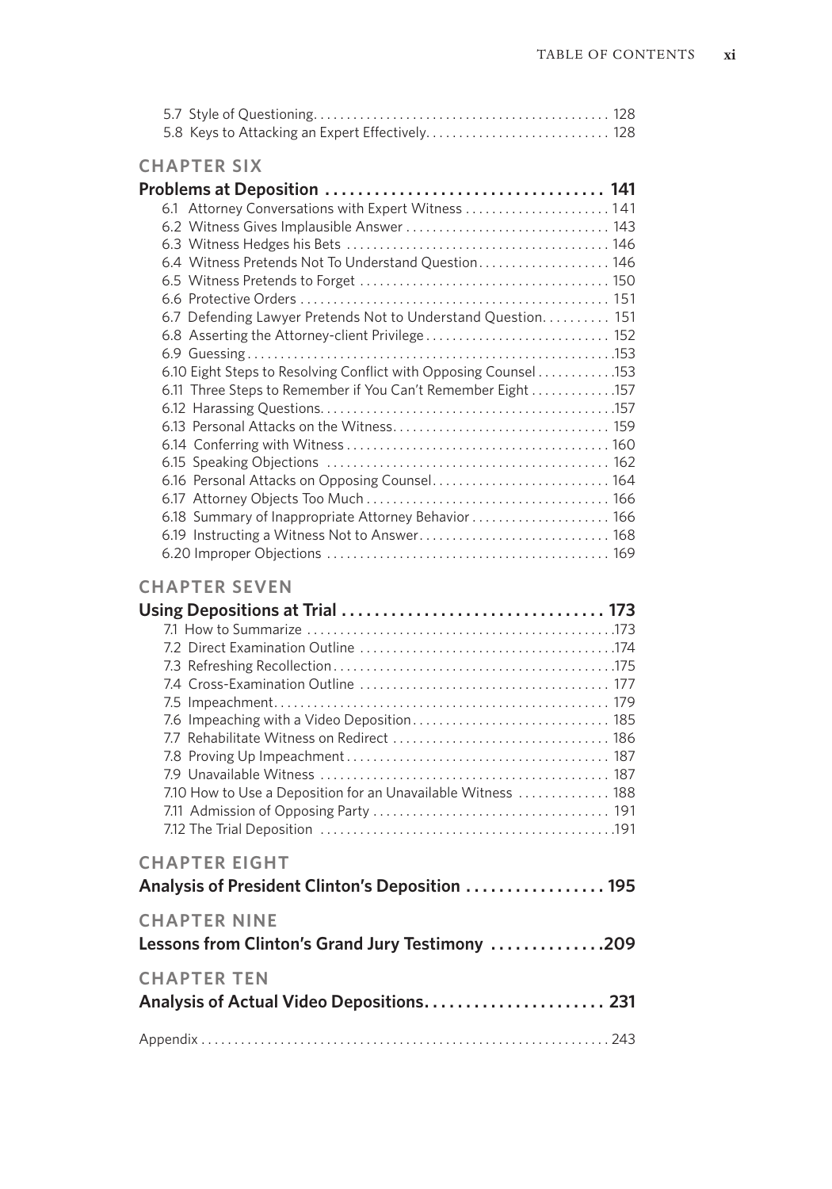5.7 Style of Questioning . . . . . . . . . . 128
5.8 Keys to Attacking an Expert Effectively . . . . . . . . . . 128

## CHAPTER SIX

## Problems at Deposition . . . . . . . . . . 141

6.1 Attorney Conversations with Expert Witness . . . . . . . . . . 141
6.2 Witness Gives Implausible Answer . . . . . . . . . . 143
6.3 Witness Hedges his Bets . . . . . . . . . . 146
6.4 Witness Pretends Not To Understand Question . . . . . . . . . . 146
6.5 Witness Pretends to Forget . . . . . . . . . . 150
6.6 Protective Orders . . . . . . . . . . 151
6.7 Defending Lawyer Pretends Not to Understand Question . . . . . . . . . . 151
6.8 Asserting the Attorney-client Privilege . . . . . . . . . . 152
6.9 Guessing . . . . . . . . . . 153
6.10 Eight Steps to Resolving Conflict with Opposing Counsel . . . . . . . . . . 153
6.11 Three Steps to Remember if You Can't Remember Eight . . . . . . . . . . 157
6.12 Harassing Questions . . . . . . . . . . 157
6.13 Personal Attacks on the Witness . . . . . . . . . . 159
6.14 Conferring with Witness . . . . . . . . . . 160
6.15 Speaking Objections . . . . . . . . . . 162
6.16 Personal Attacks on Opposing Counsel . . . . . . . . . . 164
6.17 Attorney Objects Too Much . . . . . . . . . . 166
6.18 Summary of Inappropriate Attorney Behavior . . . . . . . . . . 166
6.19 Instructing a Witness Not to Answer . . . . . . . . . . 168
6.20 Improper Objections . . . . . . . . . . 169

## CHAPTER SEVEN

## Using Depositions at Trial . . . . . . . . . . 173

7.1 How to Summarize . . . . . . . . . . 173
7.2 Direct Examination Outline . . . . . . . . . . 174
7.3 Refreshing Recollection . . . . . . . . . . 175
7.4 Cross-Examination Outline . . . . . . . . . . 177
7.5 Impeachment . . . . . . . . . . 179
7.6 Impeaching with a Video Deposition . . . . . . . . . . 185
7.7 Rehabilitate Witness on Redirect . . . . . . . . . . 186
7.8 Proving Up Impeachment . . . . . . . . . . 187
7.9 Unavailable Witness . . . . . . . . . . 187
7.10 How to Use a Deposition for an Unavailable Witness . . . . . . . . . . 188
7.11 Admission of Opposing Party . . . . . . . . . . 191
7.12 The Trial Deposition . . . . . . . . . . 191

## CHAPTER EIGHT

## Analysis of President Clinton's Deposition . . . . . . . . . . 195

## CHAPTER NINE

## Lessons from Clinton's Grand Jury Testimony . . . . . . . . . . 209

## CHAPTER TEN

## Analysis of Actual Video Depositions . . . . . . . . . . 231

Appendix . . . . . . . . . . 243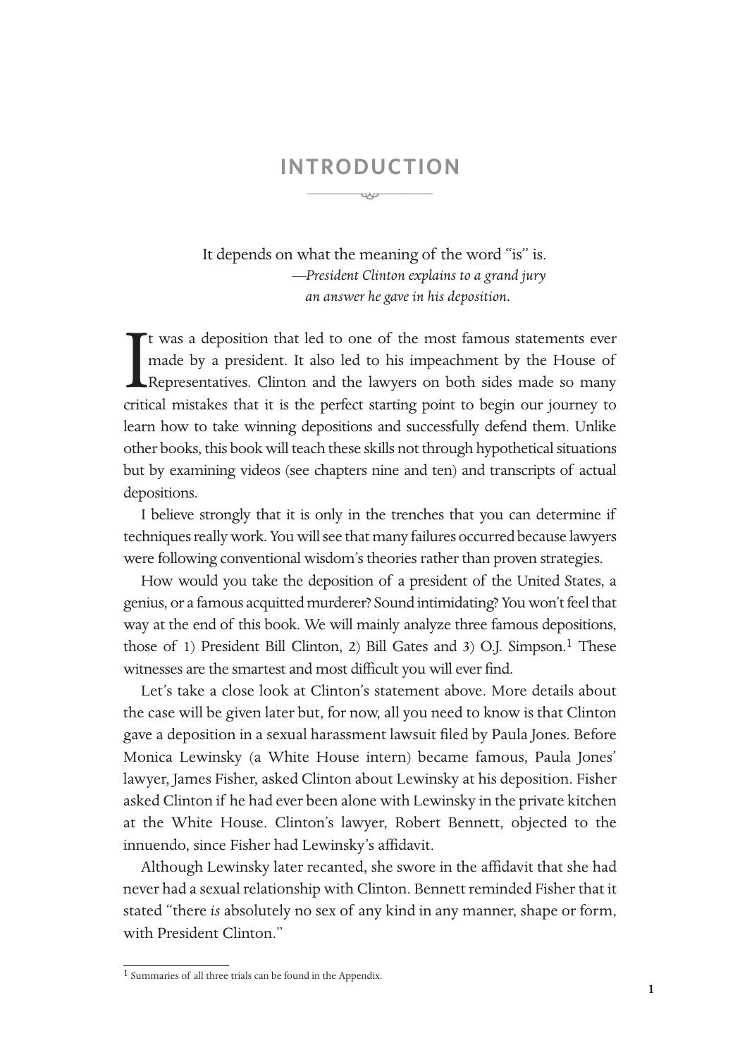# INTRODUCTION

> It depends on what the meaning of the word "is" is.
>
> —*President Clinton explains to a grand jury an answer he gave in his deposition.*

It was a deposition that led to one of the most famous statements ever made by a president. It also led to his impeachment by the House of Representatives. Clinton and the lawyers on both sides made so many critical mistakes that it is the perfect starting point to begin our journey to learn how to take winning depositions and successfully defend them. Unlike other books, this book will teach these skills not through hypothetical situations but by examining videos (see chapters nine and ten) and transcripts of actual depositions.

I believe strongly that it is only in the trenches that you can determine if techniques really work. You will see that many failures occurred because lawyers were following conventional wisdom's theories rather than proven strategies.

How would you take the deposition of a president of the United States, a genius, or a famous acquitted murderer? Sound intimidating? You won't feel that way at the end of this book. We will mainly analyze three famous depositions, those of 1) President Bill Clinton, 2) Bill Gates and 3) O.J. Simpson.[1] These witnesses are the smartest and most difficult you will ever find.

Let's take a close look at Clinton's statement above. More details about the case will be given later but, for now, all you need to know is that Clinton gave a deposition in a sexual harassment lawsuit filed by Paula Jones. Before Monica Lewinsky (a White House intern) became famous, Paula Jones' lawyer, James Fisher, asked Clinton about Lewinsky at his deposition. Fisher asked Clinton if he had ever been alone with Lewinsky in the private kitchen at the White House. Clinton's lawyer, Robert Bennett, objected to the innuendo, since Fisher had Lewinsky's affidavit.

Although Lewinsky later recanted, she swore in the affidavit that she had never had a sexual relationship with Clinton. Bennett reminded Fisher that it stated "there *is* absolutely no sex of any kind in any manner, shape or form, with President Clinton."

---

[1] Summaries of all three trials can be found in the Appendix.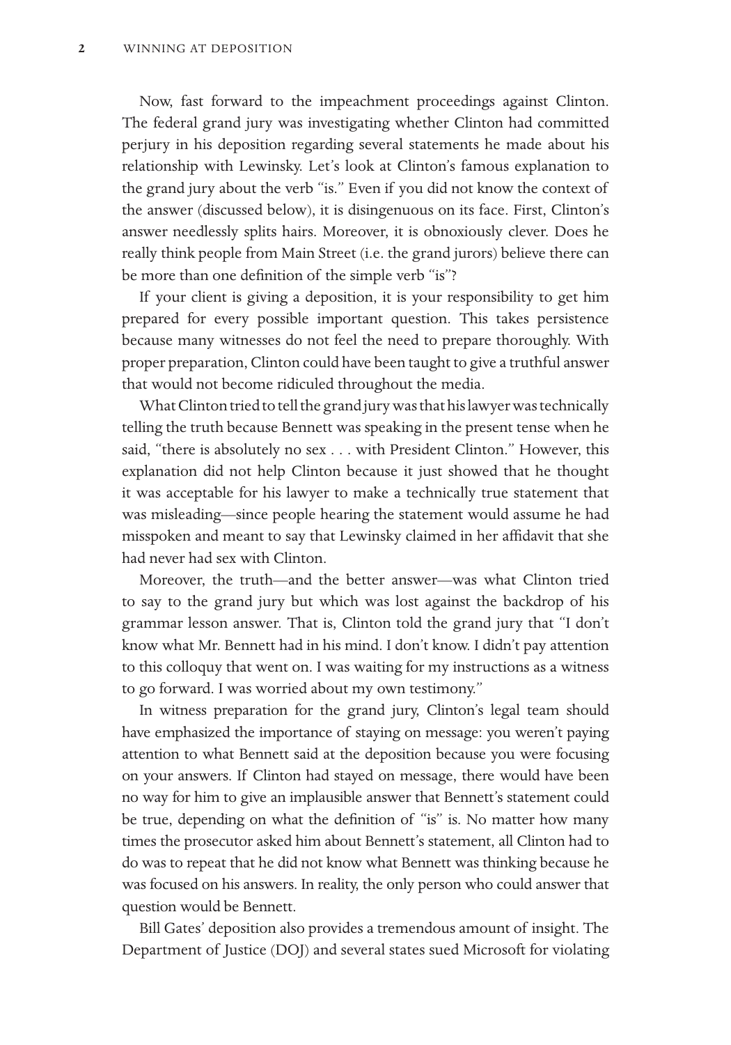Now, fast forward to the impeachment proceedings against Clinton. The federal grand jury was investigating whether Clinton had committed perjury in his deposition regarding several statements he made about his relationship with Lewinsky. Let's look at Clinton's famous explanation to the grand jury about the verb "is." Even if you did not know the context of the answer (discussed below), it is disingenuous on its face. First, Clinton's answer needlessly splits hairs. Moreover, it is obnoxiously clever. Does he really think people from Main Street (i.e. the grand jurors) believe there can be more than one definition of the simple verb "is"?

If your client is giving a deposition, it is your responsibility to get him prepared for every possible important question. This takes persistence because many witnesses do not feel the need to prepare thoroughly. With proper preparation, Clinton could have been taught to give a truthful answer that would not become ridiculed throughout the media.

What Clinton tried to tell the grand jury was that his lawyer was technically telling the truth because Bennett was speaking in the present tense when he said, "there is absolutely no sex . . . with President Clinton." However, this explanation did not help Clinton because it just showed that he thought it was acceptable for his lawyer to make a technically true statement that was misleading—since people hearing the statement would assume he had misspoken and meant to say that Lewinsky claimed in her affidavit that she had never had sex with Clinton.

Moreover, the truth—and the better answer—was what Clinton tried to say to the grand jury but which was lost against the backdrop of his grammar lesson answer. That is, Clinton told the grand jury that "I don't know what Mr. Bennett had in his mind. I don't know. I didn't pay attention to this colloquy that went on. I was waiting for my instructions as a witness to go forward. I was worried about my own testimony."

In witness preparation for the grand jury, Clinton's legal team should have emphasized the importance of staying on message: you weren't paying attention to what Bennett said at the deposition because you were focusing on your answers. If Clinton had stayed on message, there would have been no way for him to give an implausible answer that Bennett's statement could be true, depending on what the definition of "is" is. No matter how many times the prosecutor asked him about Bennett's statement, all Clinton had to do was to repeat that he did not know what Bennett was thinking because he was focused on his answers. In reality, the only person who could answer that question would be Bennett.

Bill Gates' deposition also provides a tremendous amount of insight. The Department of Justice (DOJ) and several states sued Microsoft for violating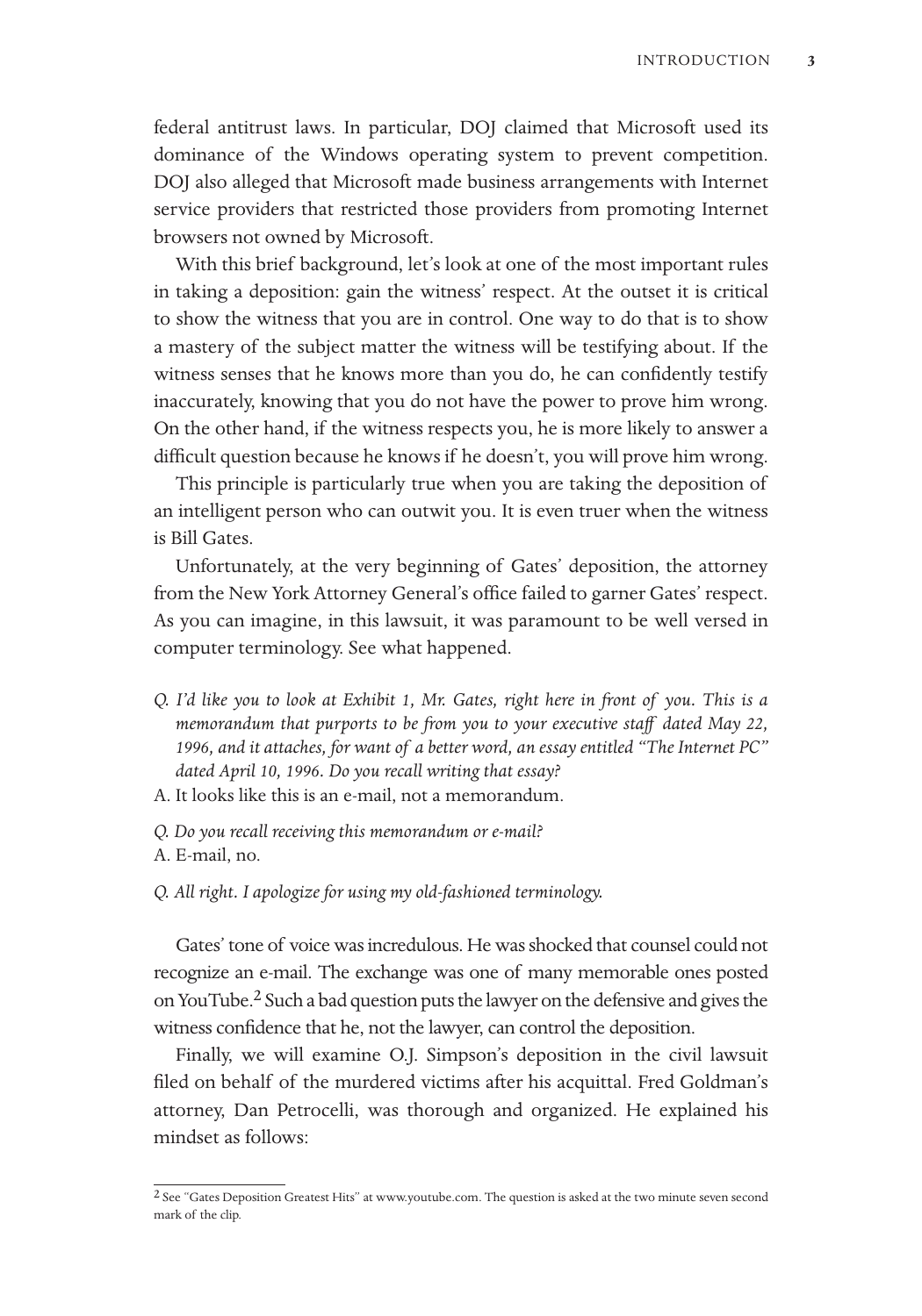federal antitrust laws. In particular, DOJ claimed that Microsoft used its dominance of the Windows operating system to prevent competition. DOJ also alleged that Microsoft made business arrangements with Internet service providers that restricted those providers from promoting Internet browsers not owned by Microsoft.

With this brief background, let's look at one of the most important rules in taking a deposition: gain the witness' respect. At the outset it is critical to show the witness that you are in control. One way to do that is to show a mastery of the subject matter the witness will be testifying about. If the witness senses that he knows more than you do, he can confidently testify inaccurately, knowing that you do not have the power to prove him wrong. On the other hand, if the witness respects you, he is more likely to answer a difficult question because he knows if he doesn't, you will prove him wrong.

This principle is particularly true when you are taking the deposition of an intelligent person who can outwit you. It is even truer when the witness is Bill Gates.

Unfortunately, at the very beginning of Gates' deposition, the attorney from the New York Attorney General's office failed to garner Gates' respect. As you can imagine, in this lawsuit, it was paramount to be well versed in computer terminology. See what happened.

*Q. I'd like you to look at Exhibit 1, Mr. Gates, right here in front of you. This is a memorandum that purports to be from you to your executive staff dated May 22, 1996, and it attaches, for want of a better word, an essay entitled "The Internet PC" dated April 10, 1996. Do you recall writing that essay?*

A. It looks like this is an e-mail, not a memorandum.

*Q. Do you recall receiving this memorandum or e-mail?*

A. E-mail, no.

*Q. All right. I apologize for using my old-fashioned terminology.*

Gates' tone of voice was incredulous. He was shocked that counsel could not recognize an e-mail. The exchange was one of many memorable ones posted on YouTube.[2] Such a bad question puts the lawyer on the defensive and gives the witness confidence that he, not the lawyer, can control the deposition.

Finally, we will examine O.J. Simpson's deposition in the civil lawsuit filed on behalf of the murdered victims after his acquittal. Fred Goldman's attorney, Dan Petrocelli, was thorough and organized. He explained his mindset as follows:

---

[2] See "Gates Deposition Greatest Hits" at www.youtube.com. The question is asked at the two minute seven second mark of the clip.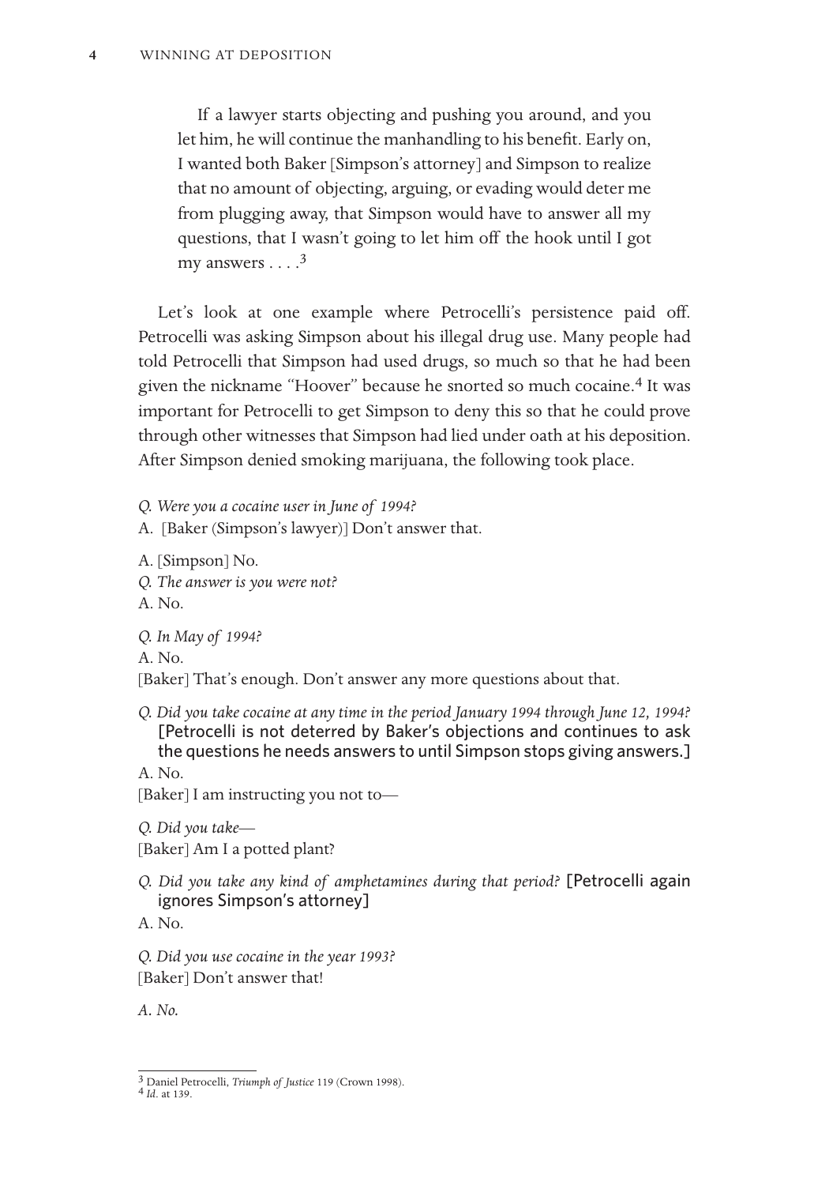> If a lawyer starts objecting and pushing you around, and you let him, he will continue the manhandling to his benefit. Early on, I wanted both Baker [Simpson's attorney] and Simpson to realize that no amount of objecting, arguing, or evading would deter me from plugging away, that Simpson would have to answer all my questions, that I wasn't going to let him off the hook until I got my answers . . . .[3]

Let's look at one example where Petrocelli's persistence paid off. Petrocelli was asking Simpson about his illegal drug use. Many people had told Petrocelli that Simpson had used drugs, so much so that he had been given the nickname "Hoover" because he snorted so much cocaine.[4] It was important for Petrocelli to get Simpson to deny this so that he could prove through other witnesses that Simpson had lied under oath at his deposition. After Simpson denied smoking marijuana, the following took place.

*Q. Were you a cocaine user in June of 1994?*
A. [Baker (Simpson's lawyer)] Don't answer that.

A. [Simpson] No.
*Q. The answer is you were not?*
A. No.

*Q. In May of 1994?*
A. No.
[Baker] That's enough. Don't answer any more questions about that.

*Q. Did you take cocaine at any time in the period January 1994 through June 12, 1994?* [Petrocelli is not deterred by Baker's objections and continues to ask the questions he needs answers to until Simpson stops giving answers.]
A. No.
[Baker] I am instructing you not to—

*Q. Did you take—*
[Baker] Am I a potted plant?

*Q. Did you take any kind of amphetamines during that period?* [Petrocelli again ignores Simpson's attorney]
A. No.

*Q. Did you use cocaine in the year 1993?*
[Baker] Don't answer that!

*A. No.*

---

[3] Daniel Petrocelli, *Triumph of Justice* 119 (Crown 1998).
[4] *Id.* at 139.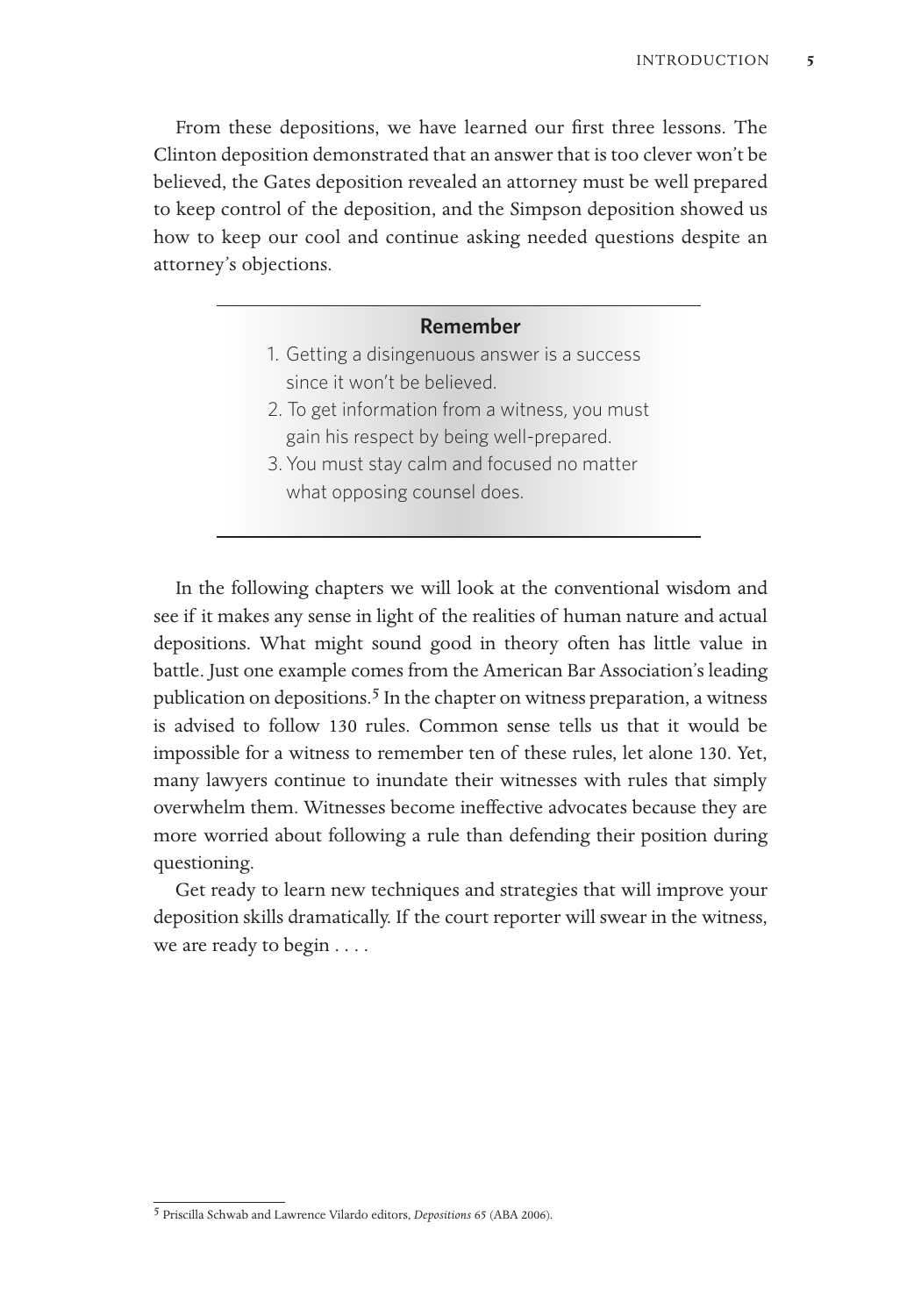From these depositions, we have learned our first three lessons. The Clinton deposition demonstrated that an answer that is too clever won't be believed, the Gates deposition revealed an attorney must be well prepared to keep control of the deposition, and the Simpson deposition showed us how to keep our cool and continue asking needed questions despite an attorney's objections.

---

**Remember**

1. Getting a disingenuous answer is a success since it won't be believed.
2. To get information from a witness, you must gain his respect by being well-prepared.
3. You must stay calm and focused no matter what opposing counsel does.

---

In the following chapters we will look at the conventional wisdom and see if it makes any sense in light of the realities of human nature and actual depositions. What might sound good in theory often has little value in battle. Just one example comes from the American Bar Association's leading publication on depositions.[5] In the chapter on witness preparation, a witness is advised to follow 130 rules. Common sense tells us that it would be impossible for a witness to remember ten of these rules, let alone 130. Yet, many lawyers continue to inundate their witnesses with rules that simply overwhelm them. Witnesses become ineffective advocates because they are more worried about following a rule than defending their position during questioning.

Get ready to learn new techniques and strategies that will improve your deposition skills dramatically. If the court reporter will swear in the witness, we are ready to begin . . . .

---

[5] Priscilla Schwab and Lawrence Vilardo editors, *Depositions* 65 (ABA 2006).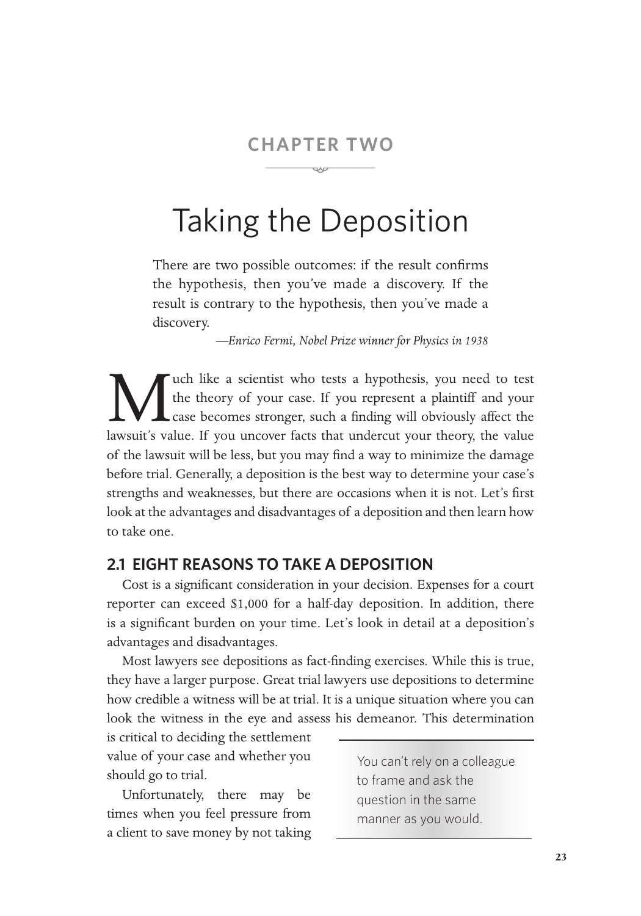## CHAPTER TWO

# Taking the Deposition

> There are two possible outcomes: if the result confirms the hypothesis, then you've made a discovery. If the result is contrary to the hypothesis, then you've made a discovery.
>
> —*Enrico Fermi, Nobel Prize winner for Physics in 1938*

Much like a scientist who tests a hypothesis, you need to test the theory of your case. If you represent a plaintiff and your case becomes stronger, such a finding will obviously affect the lawsuit's value. If you uncover facts that undercut your theory, the value of the lawsuit will be less, but you may find a way to minimize the damage before trial. Generally, a deposition is the best way to determine your case's strengths and weaknesses, but there are occasions when it is not. Let's first look at the advantages and disadvantages of a deposition and then learn how to take one.

### 2.1 EIGHT REASONS TO TAKE A DEPOSITION

Cost is a significant consideration in your decision. Expenses for a court reporter can exceed $1,000 for a half-day deposition. In addition, there is a significant burden on your time. Let's look in detail at a deposition's advantages and disadvantages.

Most lawyers see depositions as fact-finding exercises. While this is true, they have a larger purpose. Great trial lawyers use depositions to determine how credible a witness will be at trial. It is a unique situation where you can look the witness in the eye and assess his demeanor. This determination is critical to deciding the settlement value of your case and whether you should go to trial.

> You can't rely on a colleague to frame and ask the question in the same manner as you would.

Unfortunately, there may be times when you feel pressure from a client to save money by not taking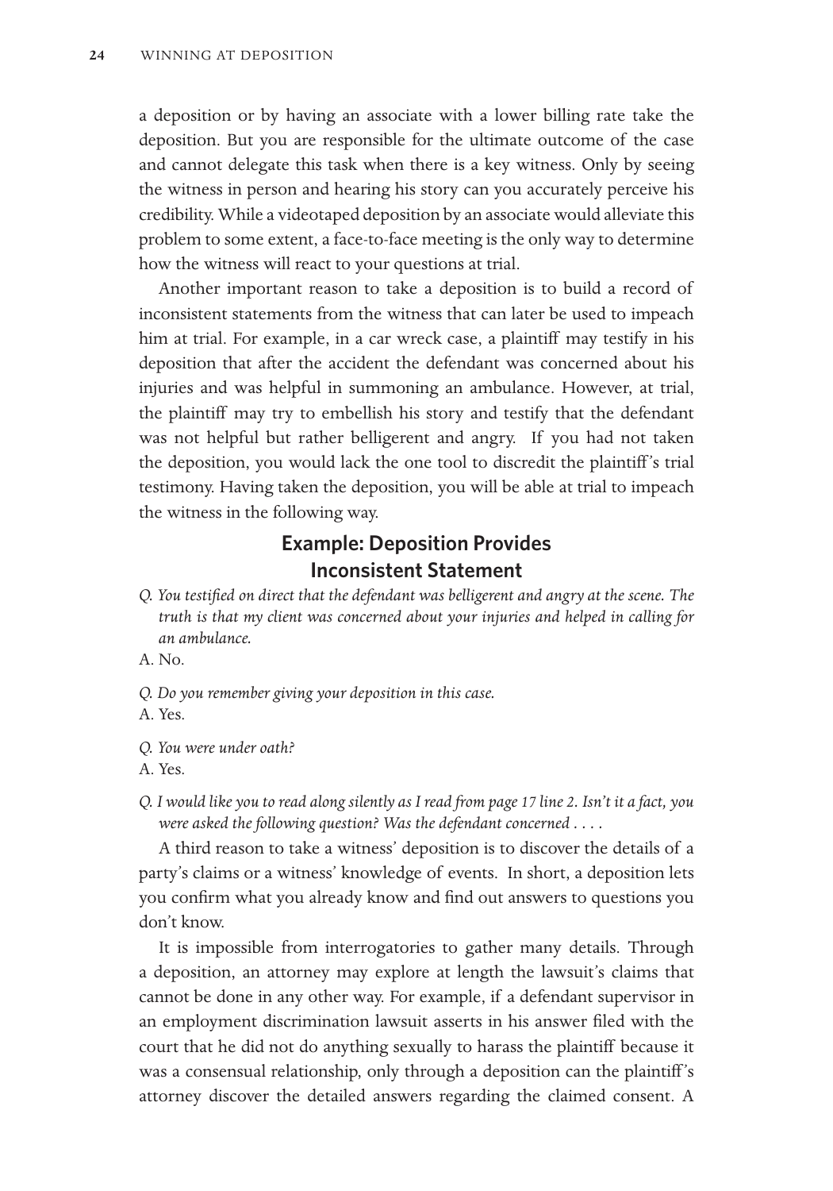a deposition or by having an associate with a lower billing rate take the deposition. But you are responsible for the ultimate outcome of the case and cannot delegate this task when there is a key witness. Only by seeing the witness in person and hearing his story can you accurately perceive his credibility. While a videotaped deposition by an associate would alleviate this problem to some extent, a face-to-face meeting is the only way to determine how the witness will react to your questions at trial.

Another important reason to take a deposition is to build a record of inconsistent statements from the witness that can later be used to impeach him at trial. For example, in a car wreck case, a plaintiff may testify in his deposition that after the accident the defendant was concerned about his injuries and was helpful in summoning an ambulance. However, at trial, the plaintiff may try to embellish his story and testify that the defendant was not helpful but rather belligerent and angry. If you had not taken the deposition, you would lack the one tool to discredit the plaintiff's trial testimony. Having taken the deposition, you will be able at trial to impeach the witness in the following way.

### Example: Deposition Provides Inconsistent Statement

*Q. You testified on direct that the defendant was belligerent and angry at the scene. The truth is that my client was concerned about your injuries and helped in calling for an ambulance.*

A. No.

*Q. Do you remember giving your deposition in this case.*

A. Yes.

*Q. You were under oath?*

A. Yes.

*Q. I would like you to read along silently as I read from page 17 line 2. Isn't it a fact, you were asked the following question? Was the defendant concerned . . . .*

A third reason to take a witness' deposition is to discover the details of a party's claims or a witness' knowledge of events. In short, a deposition lets you confirm what you already know and find out answers to questions you don't know.

It is impossible from interrogatories to gather many details. Through a deposition, an attorney may explore at length the lawsuit's claims that cannot be done in any other way. For example, if a defendant supervisor in an employment discrimination lawsuit asserts in his answer filed with the court that he did not do anything sexually to harass the plaintiff because it was a consensual relationship, only through a deposition can the plaintiff's attorney discover the detailed answers regarding the claimed consent. A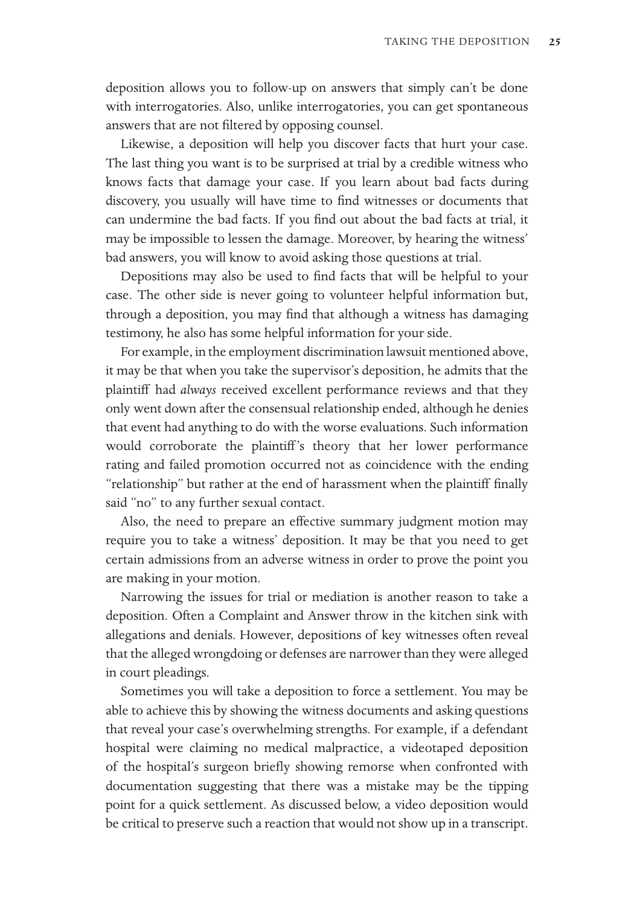deposition allows you to follow-up on answers that simply can't be done with interrogatories. Also, unlike interrogatories, you can get spontaneous answers that are not filtered by opposing counsel.

Likewise, a deposition will help you discover facts that hurt your case. The last thing you want is to be surprised at trial by a credible witness who knows facts that damage your case. If you learn about bad facts during discovery, you usually will have time to find witnesses or documents that can undermine the bad facts. If you find out about the bad facts at trial, it may be impossible to lessen the damage. Moreover, by hearing the witness' bad answers, you will know to avoid asking those questions at trial.

Depositions may also be used to find facts that will be helpful to your case. The other side is never going to volunteer helpful information but, through a deposition, you may find that although a witness has damaging testimony, he also has some helpful information for your side.

For example, in the employment discrimination lawsuit mentioned above, it may be that when you take the supervisor's deposition, he admits that the plaintiff had *always* received excellent performance reviews and that they only went down after the consensual relationship ended, although he denies that event had anything to do with the worse evaluations. Such information would corroborate the plaintiff's theory that her lower performance rating and failed promotion occurred not as coincidence with the ending "relationship" but rather at the end of harassment when the plaintiff finally said "no" to any further sexual contact.

Also, the need to prepare an effective summary judgment motion may require you to take a witness' deposition. It may be that you need to get certain admissions from an adverse witness in order to prove the point you are making in your motion.

Narrowing the issues for trial or mediation is another reason to take a deposition. Often a Complaint and Answer throw in the kitchen sink with allegations and denials. However, depositions of key witnesses often reveal that the alleged wrongdoing or defenses are narrower than they were alleged in court pleadings.

Sometimes you will take a deposition to force a settlement. You may be able to achieve this by showing the witness documents and asking questions that reveal your case's overwhelming strengths. For example, if a defendant hospital were claiming no medical malpractice, a videotaped deposition of the hospital's surgeon briefly showing remorse when confronted with documentation suggesting that there was a mistake may be the tipping point for a quick settlement. As discussed below, a video deposition would be critical to preserve such a reaction that would not show up in a transcript.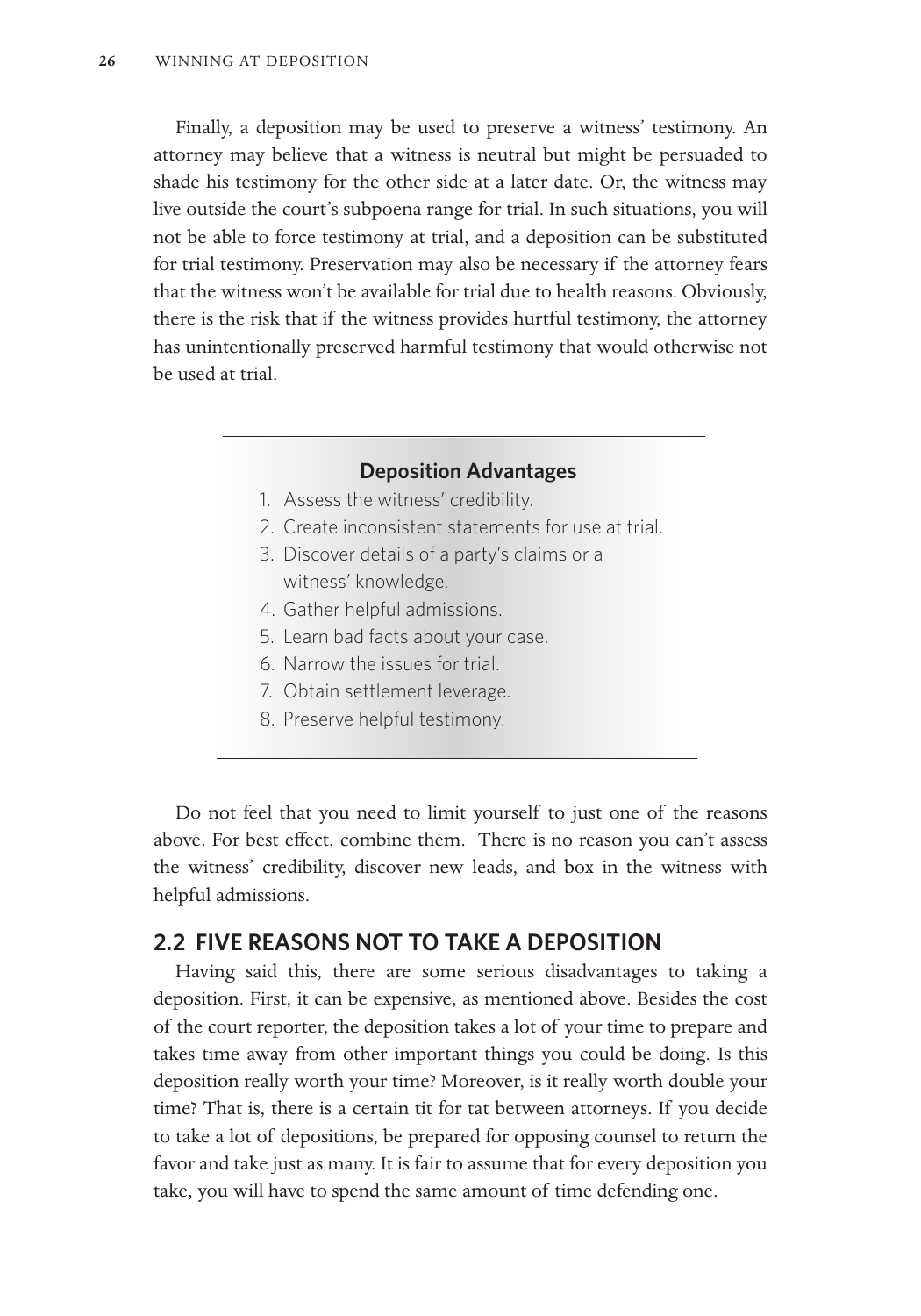Finally, a deposition may be used to preserve a witness' testimony. An attorney may believe that a witness is neutral but might be persuaded to shade his testimony for the other side at a later date. Or, the witness may live outside the court's subpoena range for trial. In such situations, you will not be able to force testimony at trial, and a deposition can be substituted for trial testimony. Preservation may also be necessary if the attorney fears that the witness won't be available for trial due to health reasons. Obviously, there is the risk that if the witness provides hurtful testimony, the attorney has unintentionally preserved harmful testimony that would otherwise not be used at trial.

---

**Deposition Advantages**

1. Assess the witness' credibility.
2. Create inconsistent statements for use at trial.
3. Discover details of a party's claims or a witness' knowledge.
4. Gather helpful admissions.
5. Learn bad facts about your case.
6. Narrow the issues for trial.
7. Obtain settlement leverage.
8. Preserve helpful testimony.

---

Do not feel that you need to limit yourself to just one of the reasons above. For best effect, combine them. There is no reason you can't assess the witness' credibility, discover new leads, and box in the witness with helpful admissions.

## 2.2 FIVE REASONS NOT TO TAKE A DEPOSITION

Having said this, there are some serious disadvantages to taking a deposition. First, it can be expensive, as mentioned above. Besides the cost of the court reporter, the deposition takes a lot of your time to prepare and takes time away from other important things you could be doing. Is this deposition really worth your time? Moreover, is it really worth double your time? That is, there is a certain tit for tat between attorneys. If you decide to take a lot of depositions, be prepared for opposing counsel to return the favor and take just as many. It is fair to assume that for every deposition you take, you will have to spend the same amount of time defending one.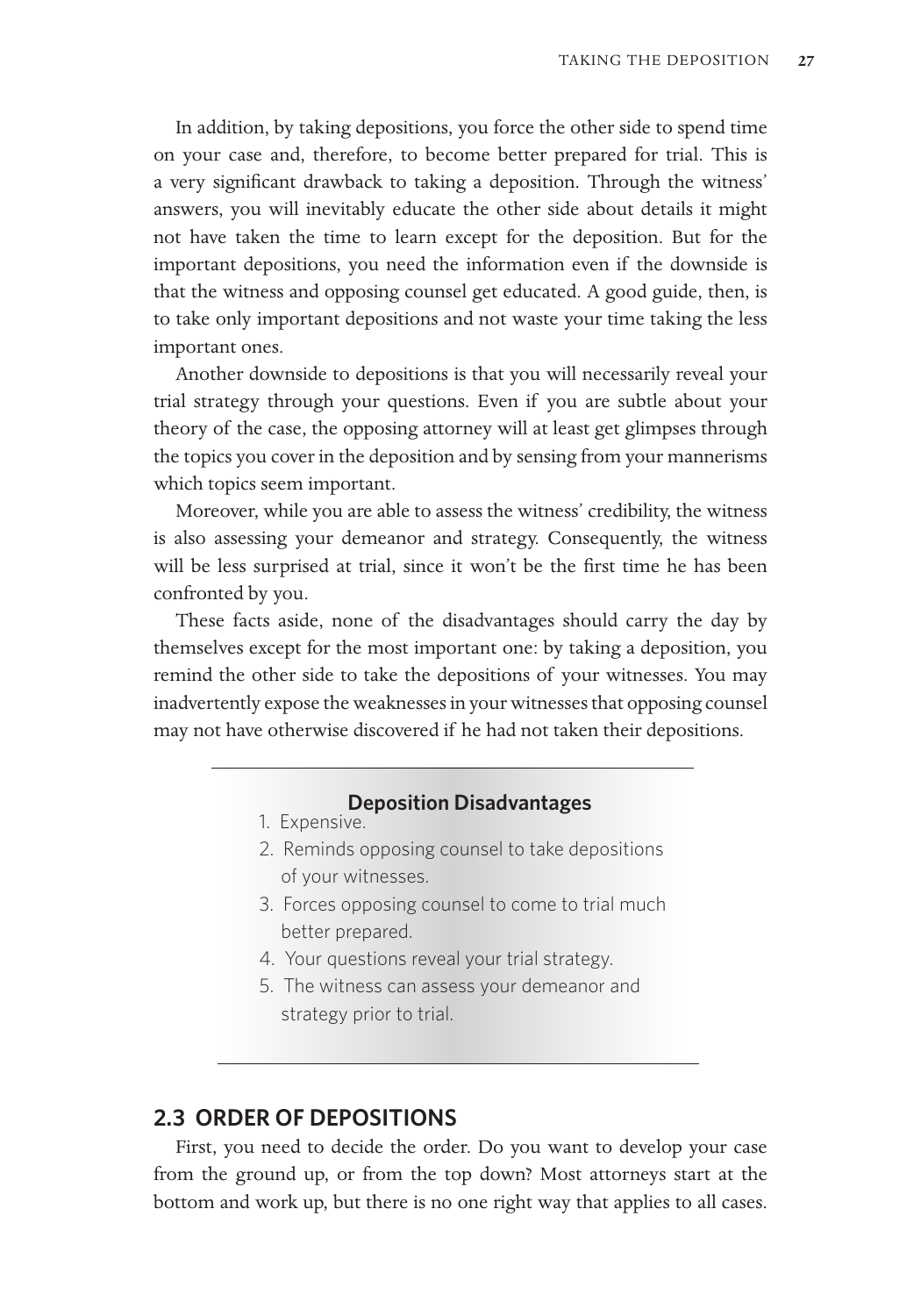In addition, by taking depositions, you force the other side to spend time on your case and, therefore, to become better prepared for trial. This is a very significant drawback to taking a deposition. Through the witness' answers, you will inevitably educate the other side about details it might not have taken the time to learn except for the deposition. But for the important depositions, you need the information even if the downside is that the witness and opposing counsel get educated. A good guide, then, is to take only important depositions and not waste your time taking the less important ones.

Another downside to depositions is that you will necessarily reveal your trial strategy through your questions. Even if you are subtle about your theory of the case, the opposing attorney will at least get glimpses through the topics you cover in the deposition and by sensing from your mannerisms which topics seem important.

Moreover, while you are able to assess the witness' credibility, the witness is also assessing your demeanor and strategy. Consequently, the witness will be less surprised at trial, since it won't be the first time he has been confronted by you.

These facts aside, none of the disadvantages should carry the day by themselves except for the most important one: by taking a deposition, you remind the other side to take the depositions of your witnesses. You may inadvertently expose the weaknesses in your witnesses that opposing counsel may not have otherwise discovered if he had not taken their depositions.

**Deposition Disadvantages**

1. Expensive.
2. Reminds opposing counsel to take depositions of your witnesses.
3. Forces opposing counsel to come to trial much better prepared.
4. Your questions reveal your trial strategy.
5. The witness can assess your demeanor and strategy prior to trial.

## 2.3 ORDER OF DEPOSITIONS

First, you need to decide the order. Do you want to develop your case from the ground up, or from the top down? Most attorneys start at the bottom and work up, but there is no one right way that applies to all cases.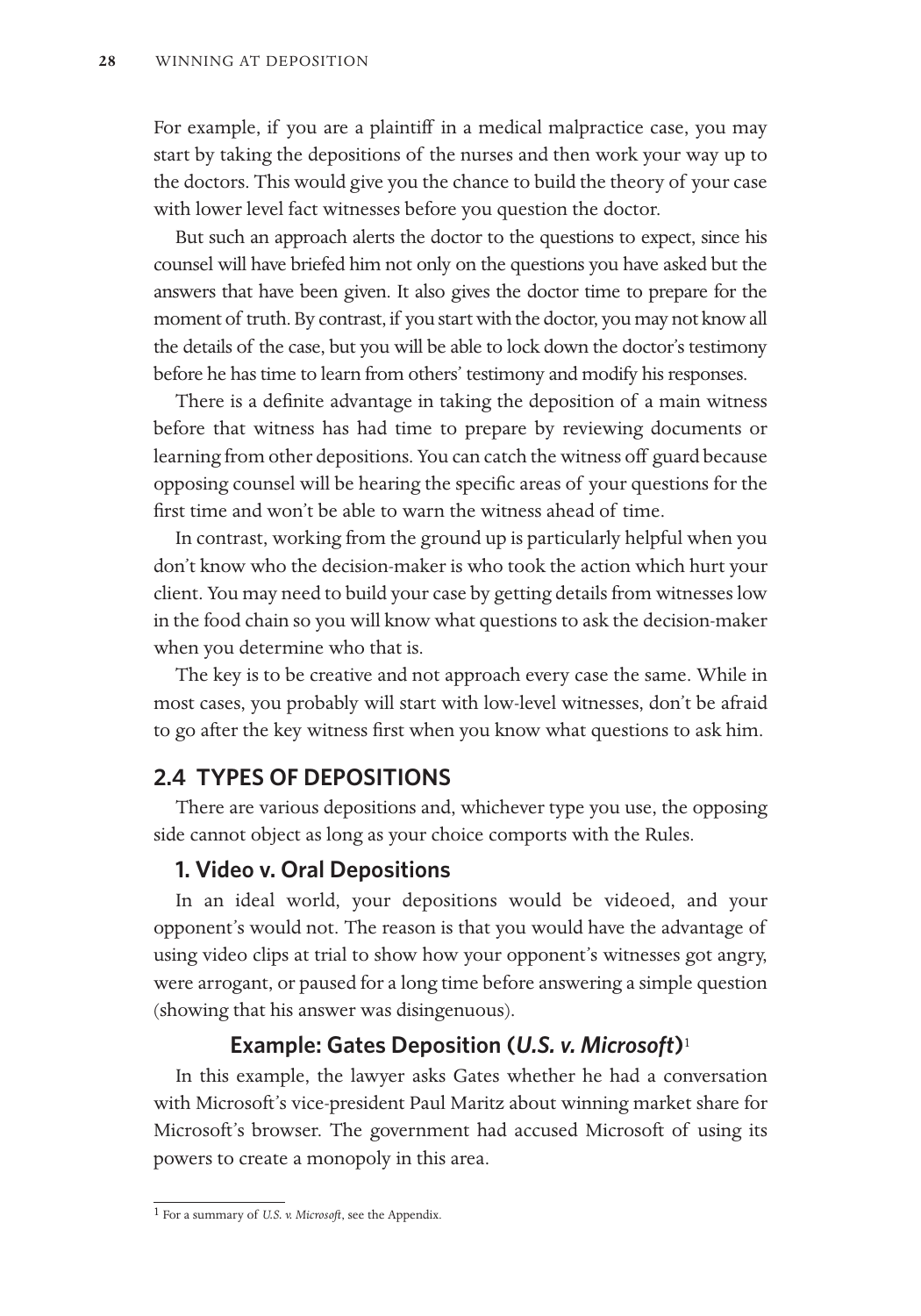For example, if you are a plaintiff in a medical malpractice case, you may start by taking the depositions of the nurses and then work your way up to the doctors. This would give you the chance to build the theory of your case with lower level fact witnesses before you question the doctor.

But such an approach alerts the doctor to the questions to expect, since his counsel will have briefed him not only on the questions you have asked but the answers that have been given. It also gives the doctor time to prepare for the moment of truth. By contrast, if you start with the doctor, you may not know all the details of the case, but you will be able to lock down the doctor's testimony before he has time to learn from others' testimony and modify his responses.

There is a definite advantage in taking the deposition of a main witness before that witness has had time to prepare by reviewing documents or learning from other depositions. You can catch the witness off guard because opposing counsel will be hearing the specific areas of your questions for the first time and won't be able to warn the witness ahead of time.

In contrast, working from the ground up is particularly helpful when you don't know who the decision-maker is who took the action which hurt your client. You may need to build your case by getting details from witnesses low in the food chain so you will know what questions to ask the decision-maker when you determine who that is.

The key is to be creative and not approach every case the same. While in most cases, you probably will start with low-level witnesses, don't be afraid to go after the key witness first when you know what questions to ask him.

## 2.4 TYPES OF DEPOSITIONS

There are various depositions and, whichever type you use, the opposing side cannot object as long as your choice comports with the Rules.

### 1. Video v. Oral Depositions

In an ideal world, your depositions would be videoed, and your opponent's would not. The reason is that you would have the advantage of using video clips at trial to show how your opponent's witnesses got angry, were arrogant, or paused for a long time before answering a simple question (showing that his answer was disingenuous).

#### Example: Gates Deposition (*U.S. v. Microsoft*)[1]

In this example, the lawyer asks Gates whether he had a conversation with Microsoft's vice-president Paul Maritz about winning market share for Microsoft's browser. The government had accused Microsoft of using its powers to create a monopoly in this area.

---

[1] For a summary of *U.S. v. Microsoft*, see the Appendix.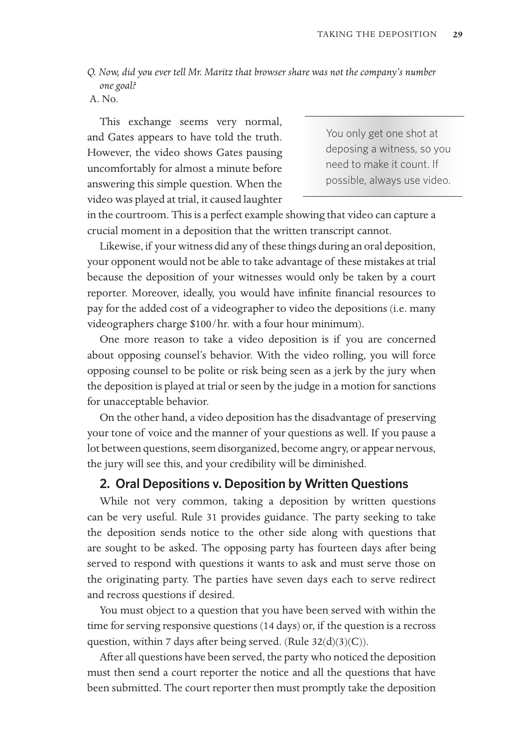*Q. Now, did you ever tell Mr. Maritz that browser share was not the company's number one goal?*

A. No.

This exchange seems very normal, and Gates appears to have told the truth. However, the video shows Gates pausing uncomfortably for almost a minute before answering this simple question. When the video was played at trial, it caused laughter in the courtroom. This is a perfect example showing that video can capture a crucial moment in a deposition that the written transcript cannot.

> You only get one shot at deposing a witness, so you need to make it count. If possible, always use video.

Likewise, if your witness did any of these things during an oral deposition, your opponent would not be able to take advantage of these mistakes at trial because the deposition of your witnesses would only be taken by a court reporter. Moreover, ideally, you would have infinite financial resources to pay for the added cost of a videographer to video the depositions (i.e. many videographers charge $100/hr. with a four hour minimum).

One more reason to take a video deposition is if you are concerned about opposing counsel's behavior. With the video rolling, you will force opposing counsel to be polite or risk being seen as a jerk by the jury when the deposition is played at trial or seen by the judge in a motion for sanctions for unacceptable behavior.

On the other hand, a video deposition has the disadvantage of preserving your tone of voice and the manner of your questions as well. If you pause a lot between questions, seem disorganized, become angry, or appear nervous, the jury will see this, and your credibility will be diminished.

## 2. Oral Depositions v. Deposition by Written Questions

While not very common, taking a deposition by written questions can be very useful. Rule 31 provides guidance. The party seeking to take the deposition sends notice to the other side along with questions that are sought to be asked. The opposing party has fourteen days after being served to respond with questions it wants to ask and must serve those on the originating party. The parties have seven days each to serve redirect and recross questions if desired.

You must object to a question that you have been served with within the time for serving responsive questions (14 days) or, if the question is a recross question, within 7 days after being served. (Rule 32(d)(3)(C)).

After all questions have been served, the party who noticed the deposition must then send a court reporter the notice and all the questions that have been submitted. The court reporter then must promptly take the deposition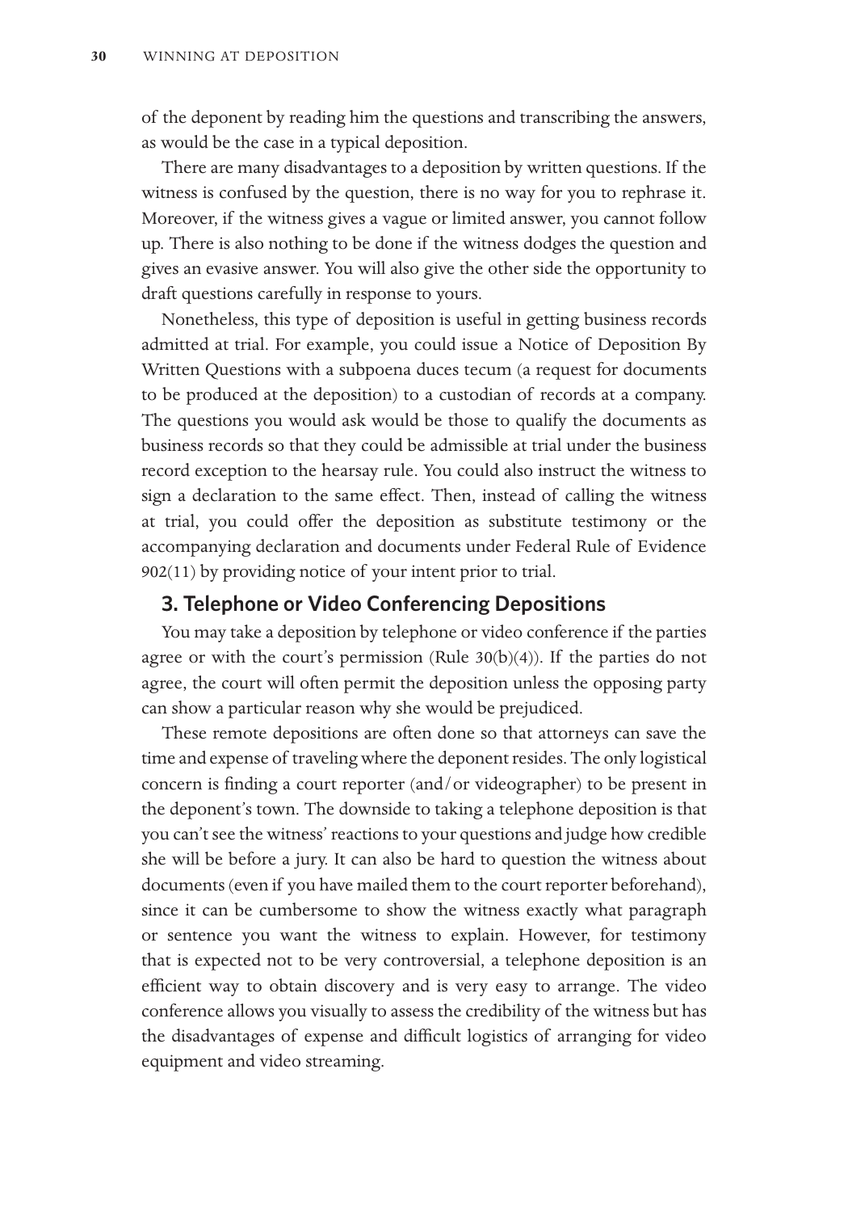of the deponent by reading him the questions and transcribing the answers, as would be the case in a typical deposition.

There are many disadvantages to a deposition by written questions. If the witness is confused by the question, there is no way for you to rephrase it. Moreover, if the witness gives a vague or limited answer, you cannot follow up. There is also nothing to be done if the witness dodges the question and gives an evasive answer. You will also give the other side the opportunity to draft questions carefully in response to yours.

Nonetheless, this type of deposition is useful in getting business records admitted at trial. For example, you could issue a Notice of Deposition By Written Questions with a subpoena duces tecum (a request for documents to be produced at the deposition) to a custodian of records at a company. The questions you would ask would be those to qualify the documents as business records so that they could be admissible at trial under the business record exception to the hearsay rule. You could also instruct the witness to sign a declaration to the same effect. Then, instead of calling the witness at trial, you could offer the deposition as substitute testimony or the accompanying declaration and documents under Federal Rule of Evidence 902(11) by providing notice of your intent prior to trial.

### 3. Telephone or Video Conferencing Depositions

You may take a deposition by telephone or video conference if the parties agree or with the court's permission (Rule 30(b)(4)). If the parties do not agree, the court will often permit the deposition unless the opposing party can show a particular reason why she would be prejudiced.

These remote depositions are often done so that attorneys can save the time and expense of traveling where the deponent resides. The only logistical concern is finding a court reporter (and/or videographer) to be present in the deponent's town. The downside to taking a telephone deposition is that you can't see the witness' reactions to your questions and judge how credible she will be before a jury. It can also be hard to question the witness about documents (even if you have mailed them to the court reporter beforehand), since it can be cumbersome to show the witness exactly what paragraph or sentence you want the witness to explain. However, for testimony that is expected not to be very controversial, a telephone deposition is an efficient way to obtain discovery and is very easy to arrange. The video conference allows you visually to assess the credibility of the witness but has the disadvantages of expense and difficult logistics of arranging for video equipment and video streaming.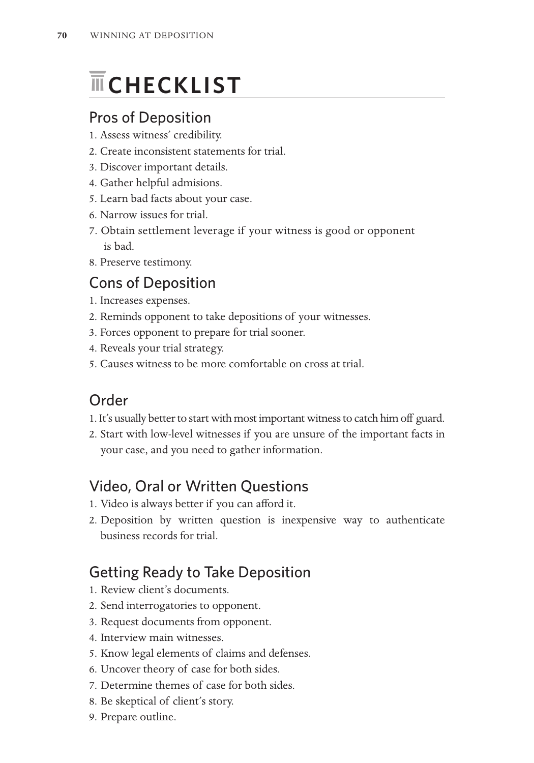# CHECKLIST

## Pros of Deposition

1. Assess witness' credibility.
2. Create inconsistent statements for trial.
3. Discover important details.
4. Gather helpful admisions.
5. Learn bad facts about your case.
6. Narrow issues for trial.
7. Obtain settlement leverage if your witness is good or opponent is bad.
8. Preserve testimony.

## Cons of Deposition

1. Increases expenses.
2. Reminds opponent to take depositions of your witnesses.
3. Forces opponent to prepare for trial sooner.
4. Reveals your trial strategy.
5. Causes witness to be more comfortable on cross at trial.

## Order

1. It's usually better to start with most important witness to catch him off guard.
2. Start with low-level witnesses if you are unsure of the important facts in your case, and you need to gather information.

## Video, Oral or Written Questions

1. Video is always better if you can afford it.
2. Deposition by written question is inexpensive way to authenticate business records for trial.

## Getting Ready to Take Deposition

1. Review client's documents.
2. Send interrogatories to opponent.
3. Request documents from opponent.
4. Interview main witnesses.
5. Know legal elements of claims and defenses.
6. Uncover theory of case for both sides.
7. Determine themes of case for both sides.
8. Be skeptical of client's story.
9. Prepare outline.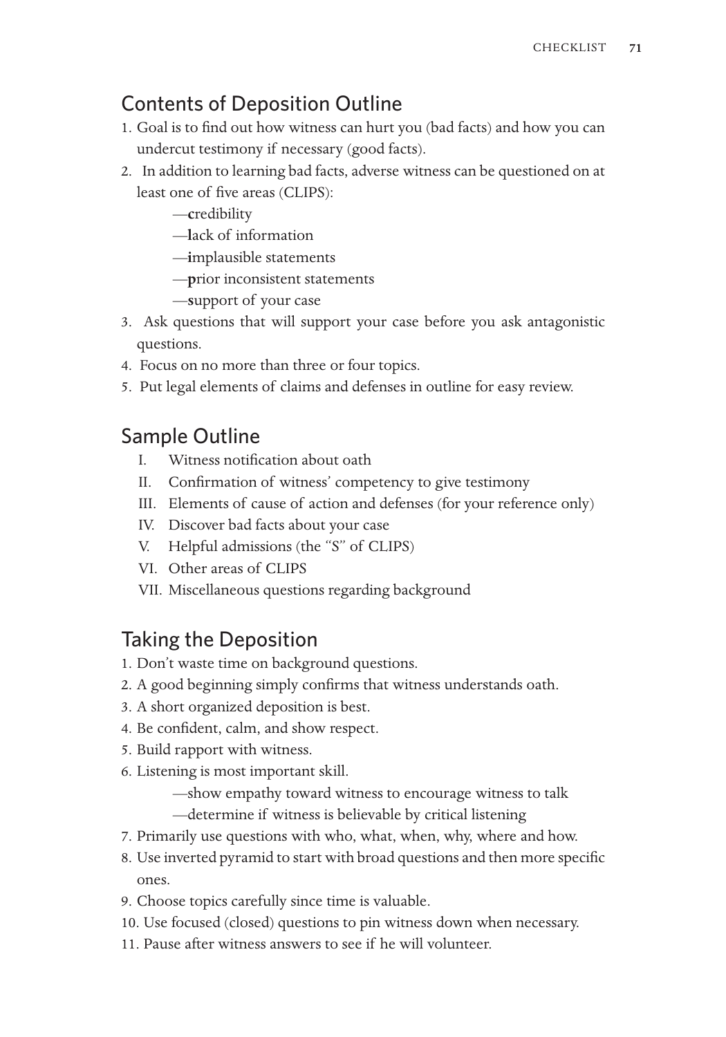## Contents of Deposition Outline

1. Goal is to find out how witness can hurt you (bad facts) and how you can undercut testimony if necessary (good facts).
2. In addition to learning bad facts, adverse witness can be questioned on at least one of five areas (CLIPS):
   - —**c**redibility
   - —**l**ack of information
   - —**i**mplausible statements
   - —**p**rior inconsistent statements
   - —**s**upport of your case
3. Ask questions that will support your case before you ask antagonistic questions.
4. Focus on no more than three or four topics.
5. Put legal elements of claims and defenses in outline for easy review.

## Sample Outline

- I. Witness notification about oath
- II. Confirmation of witness' competency to give testimony
- III. Elements of cause of action and defenses (for your reference only)
- IV. Discover bad facts about your case
- V. Helpful admissions (the "S" of CLIPS)
- VI. Other areas of CLIPS
- VII. Miscellaneous questions regarding background

## Taking the Deposition

1. Don't waste time on background questions.
2. A good beginning simply confirms that witness understands oath.
3. A short organized deposition is best.
4. Be confident, calm, and show respect.
5. Build rapport with witness.
6. Listening is most important skill.
   - —show empathy toward witness to encourage witness to talk
   - —determine if witness is believable by critical listening
7. Primarily use questions with who, what, when, why, where and how.
8. Use inverted pyramid to start with broad questions and then more specific ones.
9. Choose topics carefully since time is valuable.
10. Use focused (closed) questions to pin witness down when necessary.
11. Pause after witness answers to see if he will volunteer.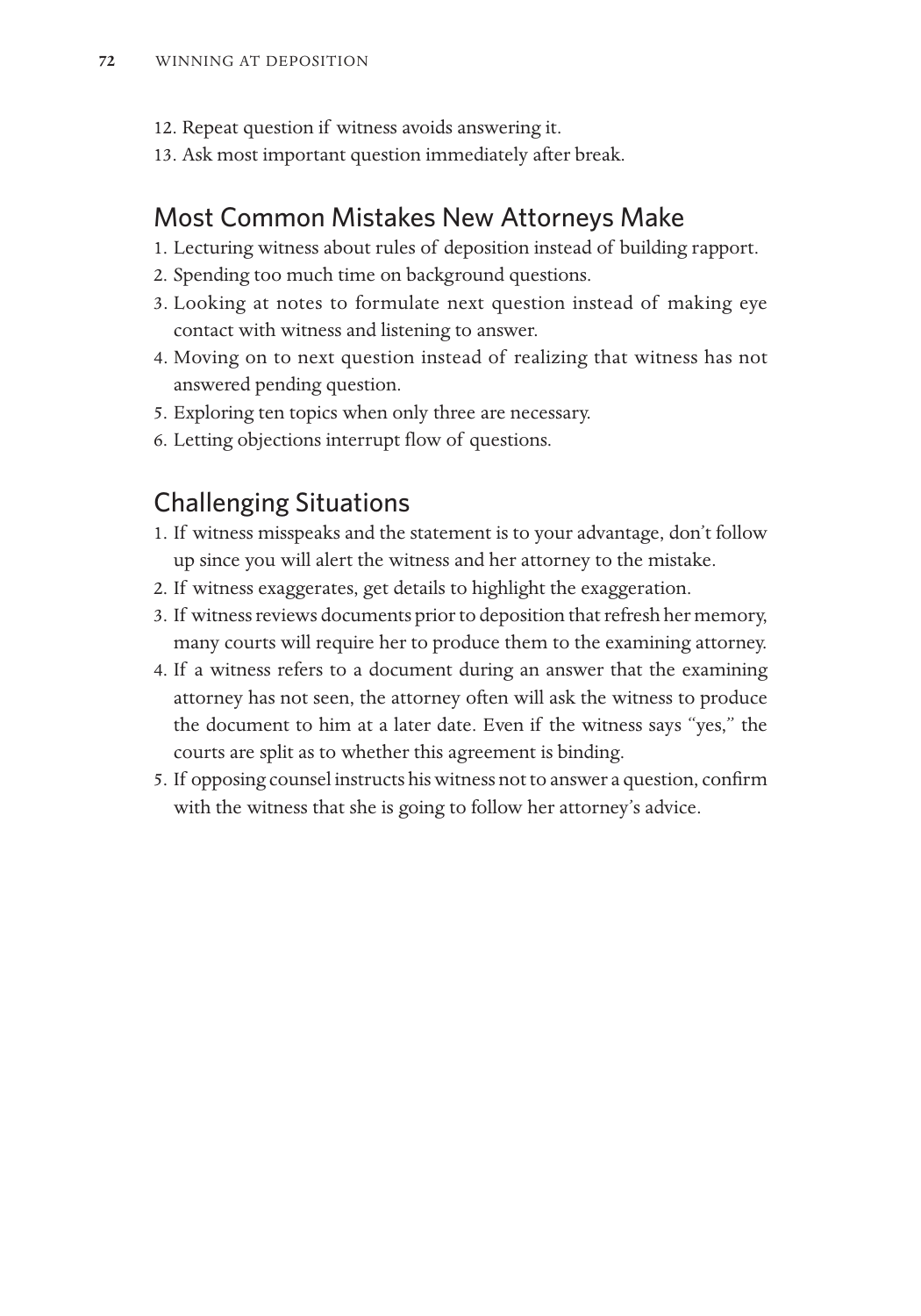12. Repeat question if witness avoids answering it.
13. Ask most important question immediately after break.

## Most Common Mistakes New Attorneys Make

1. Lecturing witness about rules of deposition instead of building rapport.
2. Spending too much time on background questions.
3. Looking at notes to formulate next question instead of making eye contact with witness and listening to answer.
4. Moving on to next question instead of realizing that witness has not answered pending question.
5. Exploring ten topics when only three are necessary.
6. Letting objections interrupt flow of questions.

## Challenging Situations

1. If witness misspeaks and the statement is to your advantage, don't follow up since you will alert the witness and her attorney to the mistake.
2. If witness exaggerates, get details to highlight the exaggeration.
3. If witness reviews documents prior to deposition that refresh her memory, many courts will require her to produce them to the examining attorney.
4. If a witness refers to a document during an answer that the examining attorney has not seen, the attorney often will ask the witness to produce the document to him at a later date. Even if the witness says "yes," the courts are split as to whether this agreement is binding.
5. If opposing counsel instructs his witness not to answer a question, confirm with the witness that she is going to follow her attorney's advice.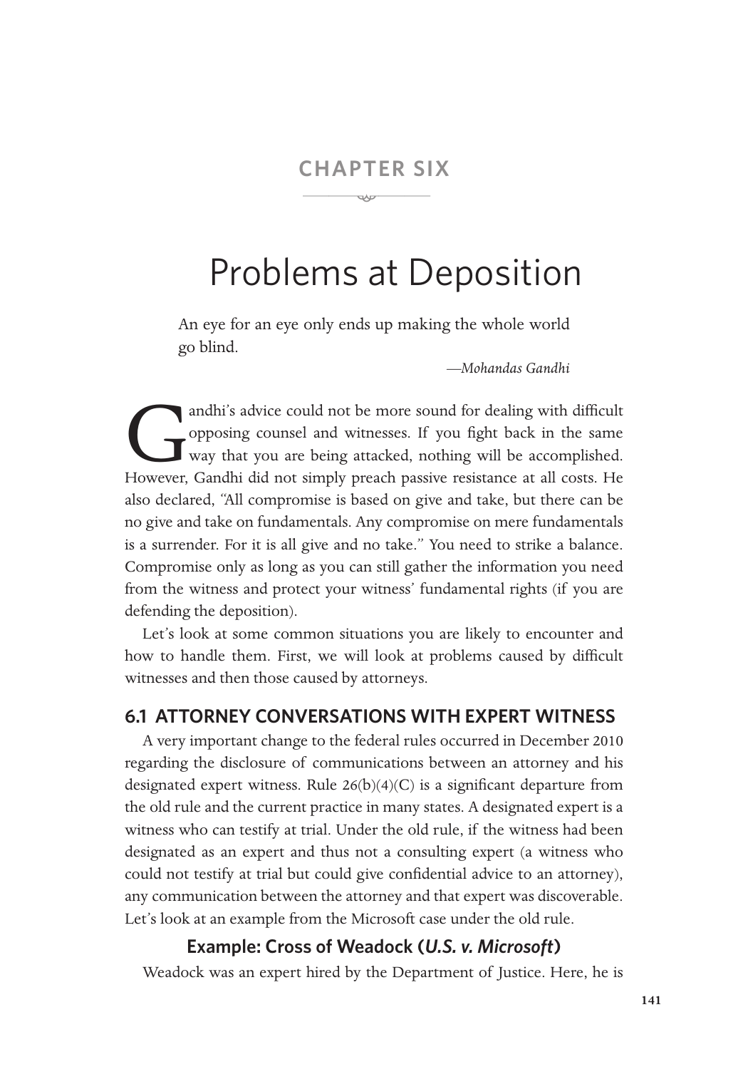# CHAPTER SIX

# Problems at Deposition

An eye for an eye only ends up making the whole world go blind.

—*Mohandas Gandhi*

Gandhi's advice could not be more sound for dealing with difficult opposing counsel and witnesses. If you fight back in the same way that you are being attacked, nothing will be accomplished. However, Gandhi did not simply preach passive resistance at all costs. He also declared, "All compromise is based on give and take, but there can be no give and take on fundamentals. Any compromise on mere fundamentals is a surrender. For it is all give and no take." You need to strike a balance. Compromise only as long as you can still gather the information you need from the witness and protect your witness' fundamental rights (if you are defending the deposition).

Let's look at some common situations you are likely to encounter and how to handle them. First, we will look at problems caused by difficult witnesses and then those caused by attorneys.

## 6.1 ATTORNEY CONVERSATIONS WITH EXPERT WITNESS

A very important change to the federal rules occurred in December 2010 regarding the disclosure of communications between an attorney and his designated expert witness. Rule 26(b)(4)(C) is a significant departure from the old rule and the current practice in many states. A designated expert is a witness who can testify at trial. Under the old rule, if the witness had been designated as an expert and thus not a consulting expert (a witness who could not testify at trial but could give confidential advice to an attorney), any communication between the attorney and that expert was discoverable. Let's look at an example from the Microsoft case under the old rule.

### Example: Cross of Weadock (*U.S. v. Microsoft*)

Weadock was an expert hired by the Department of Justice. Here, he is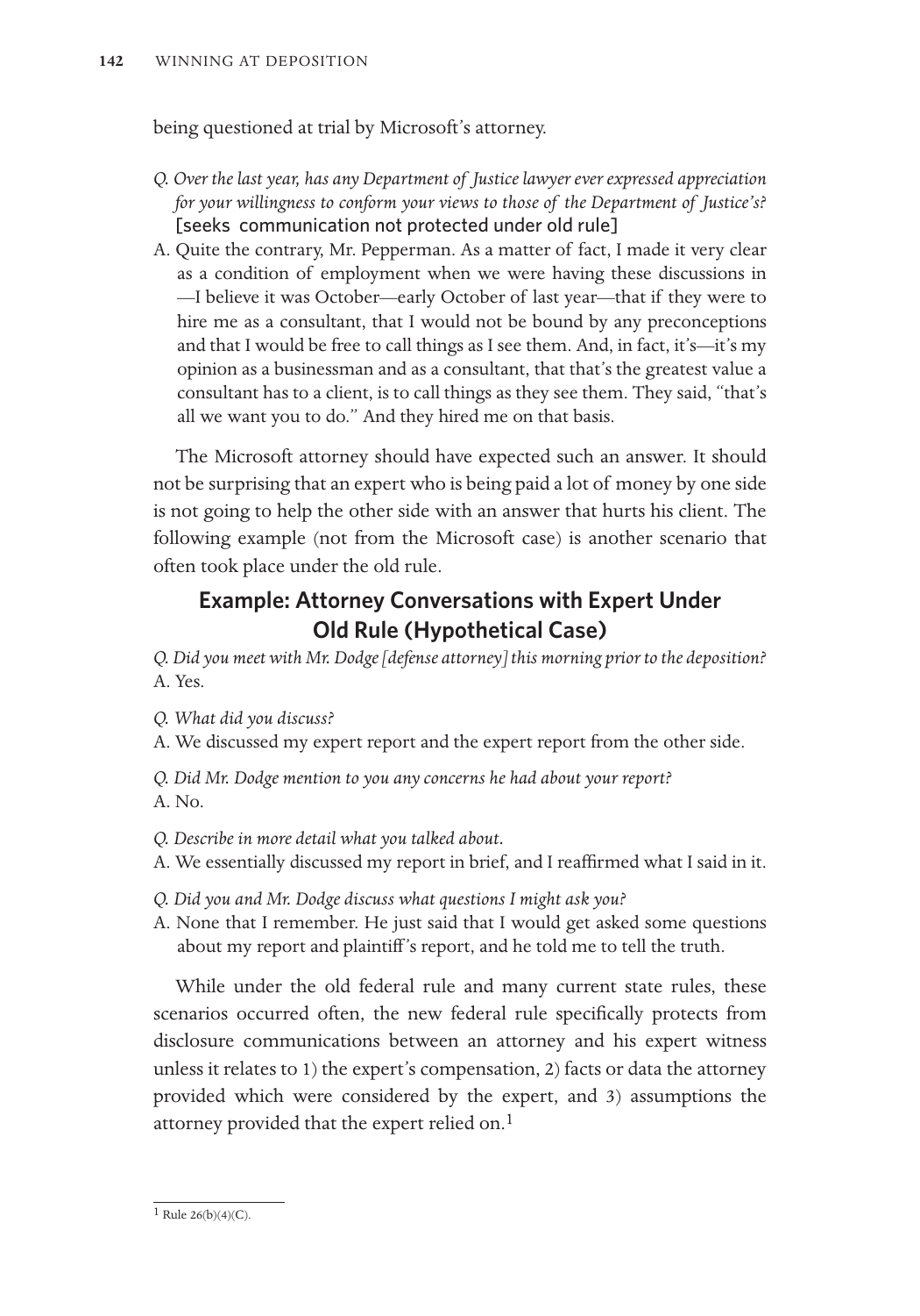being questioned at trial by Microsoft's attorney.

*Q. Over the last year, has any Department of Justice lawyer ever expressed appreciation for your willingness to conform your views to those of the Department of Justice's?* [seeks communication not protected under old rule]

A. Quite the contrary, Mr. Pepperman. As a matter of fact, I made it very clear as a condition of employment when we were having these discussions in —I believe it was October—early October of last year—that if they were to hire me as a consultant, that I would not be bound by any preconceptions and that I would be free to call things as I see them. And, in fact, it's—it's my opinion as a businessman and as a consultant, that that's the greatest value a consultant has to a client, is to call things as they see them. They said, "that's all we want you to do." And they hired me on that basis.

The Microsoft attorney should have expected such an answer. It should not be surprising that an expert who is being paid a lot of money by one side is not going to help the other side with an answer that hurts his client. The following example (not from the Microsoft case) is another scenario that often took place under the old rule.

## Example: Attorney Conversations with Expert Under Old Rule (Hypothetical Case)

*Q. Did you meet with Mr. Dodge [defense attorney] this morning prior to the deposition?*
A. Yes.

*Q. What did you discuss?*
A. We discussed my expert report and the expert report from the other side.

*Q. Did Mr. Dodge mention to you any concerns he had about your report?*
A. No.

*Q. Describe in more detail what you talked about.*
A. We essentially discussed my report in brief, and I reaffirmed what I said in it.

*Q. Did you and Mr. Dodge discuss what questions I might ask you?*
A. None that I remember. He just said that I would get asked some questions about my report and plaintiff's report, and he told me to tell the truth.

While under the old federal rule and many current state rules, these scenarios occurred often, the new federal rule specifically protects from disclosure communications between an attorney and his expert witness unless it relates to 1) the expert's compensation, 2) facts or data the attorney provided which were considered by the expert, and 3) assumptions the attorney provided that the expert relied on.[1]

---

[1] Rule 26(b)(4)(C).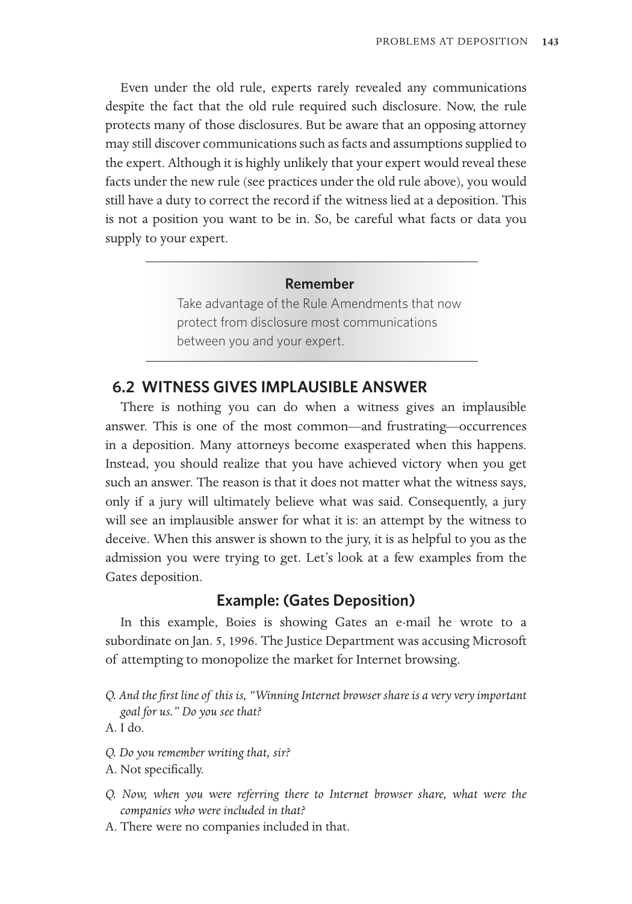Even under the old rule, experts rarely revealed any communications despite the fact that the old rule required such disclosure. Now, the rule protects many of those disclosures. But be aware that an opposing attorney may still discover communications such as facts and assumptions supplied to the expert. Although it is highly unlikely that your expert would reveal these facts under the new rule (see practices under the old rule above), you would still have a duty to correct the record if the witness lied at a deposition. This is not a position you want to be in. So, be careful what facts or data you supply to your expert.

> **Remember**
>
> Take advantage of the Rule Amendments that now protect from disclosure most communications between you and your expert.

## 6.2 WITNESS GIVES IMPLAUSIBLE ANSWER

There is nothing you can do when a witness gives an implausible answer. This is one of the most common—and frustrating—occurrences in a deposition. Many attorneys become exasperated when this happens. Instead, you should realize that you have achieved victory when you get such an answer. The reason is that it does not matter what the witness says, only if a jury will ultimately believe what was said. Consequently, a jury will see an implausible answer for what it is: an attempt by the witness to deceive. When this answer is shown to the jury, it is as helpful to you as the admission you were trying to get. Let's look at a few examples from the Gates deposition.

### Example: (Gates Deposition)

In this example, Boies is showing Gates an e-mail he wrote to a subordinate on Jan. 5, 1996. The Justice Department was accusing Microsoft of attempting to monopolize the market for Internet browsing.

*Q. And the first line of this is, "Winning Internet browser share is a very very important goal for us." Do you see that?*

A. I do.

*Q. Do you remember writing that, sir?*

A. Not specifically.

*Q. Now, when you were referring there to Internet browser share, what were the companies who were included in that?*

A. There were no companies included in that.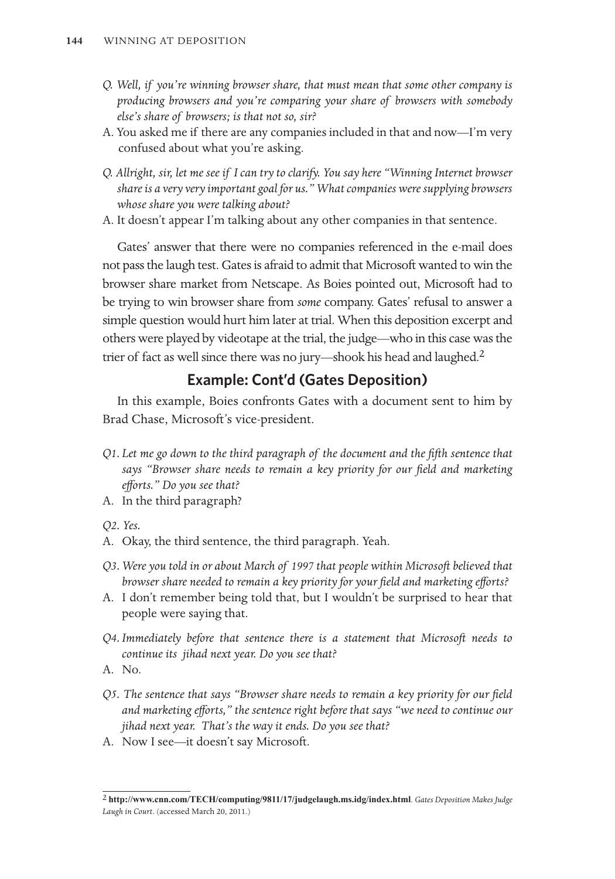*Q. Well, if you're winning browser share, that must mean that some other company is producing browsers and you're comparing your share of browsers with somebody else's share of browsers; is that not so, sir?*

A. You asked me if there are any companies included in that and now—I'm very confused about what you're asking.

*Q. Allright, sir, let me see if I can try to clarify. You say here "Winning Internet browser share is a very very important goal for us." What companies were supplying browsers whose share you were talking about?*

A. It doesn't appear I'm talking about any other companies in that sentence.

Gates' answer that there were no companies referenced in the e-mail does not pass the laugh test. Gates is afraid to admit that Microsoft wanted to win the browser share market from Netscape. As Boies pointed out, Microsoft had to be trying to win browser share from *some* company. Gates' refusal to answer a simple question would hurt him later at trial. When this deposition excerpt and others were played by videotape at the trial, the judge—who in this case was the trier of fact as well since there was no jury—shook his head and laughed.[2]

## Example: Cont'd (Gates Deposition)

In this example, Boies confronts Gates with a document sent to him by Brad Chase, Microsoft's vice-president.

*Q1. Let me go down to the third paragraph of the document and the fifth sentence that says "Browser share needs to remain a key priority for our field and marketing efforts." Do you see that?*

A. In the third paragraph?

*Q2. Yes.*

A. Okay, the third sentence, the third paragraph. Yeah.

*Q3. Were you told in or about March of 1997 that people within Microsoft believed that browser share needed to remain a key priority for your field and marketing efforts?*

A. I don't remember being told that, but I wouldn't be surprised to hear that people were saying that.

*Q4. Immediately before that sentence there is a statement that Microsoft needs to continue its jihad next year. Do you see that?*

A. No.

*Q5. The sentence that says "Browser share needs to remain a key priority for our field and marketing efforts," the sentence right before that says "we need to continue our jihad next year. That's the way it ends. Do you see that?*

A. Now I see—it doesn't say Microsoft.

---

[2] **http://www.cnn.com/TECH/computing/9811/17/judgelaugh.ms.idg/index.html**. *Gates Deposition Makes Judge Laugh in Court*. (accessed March 20, 2011.)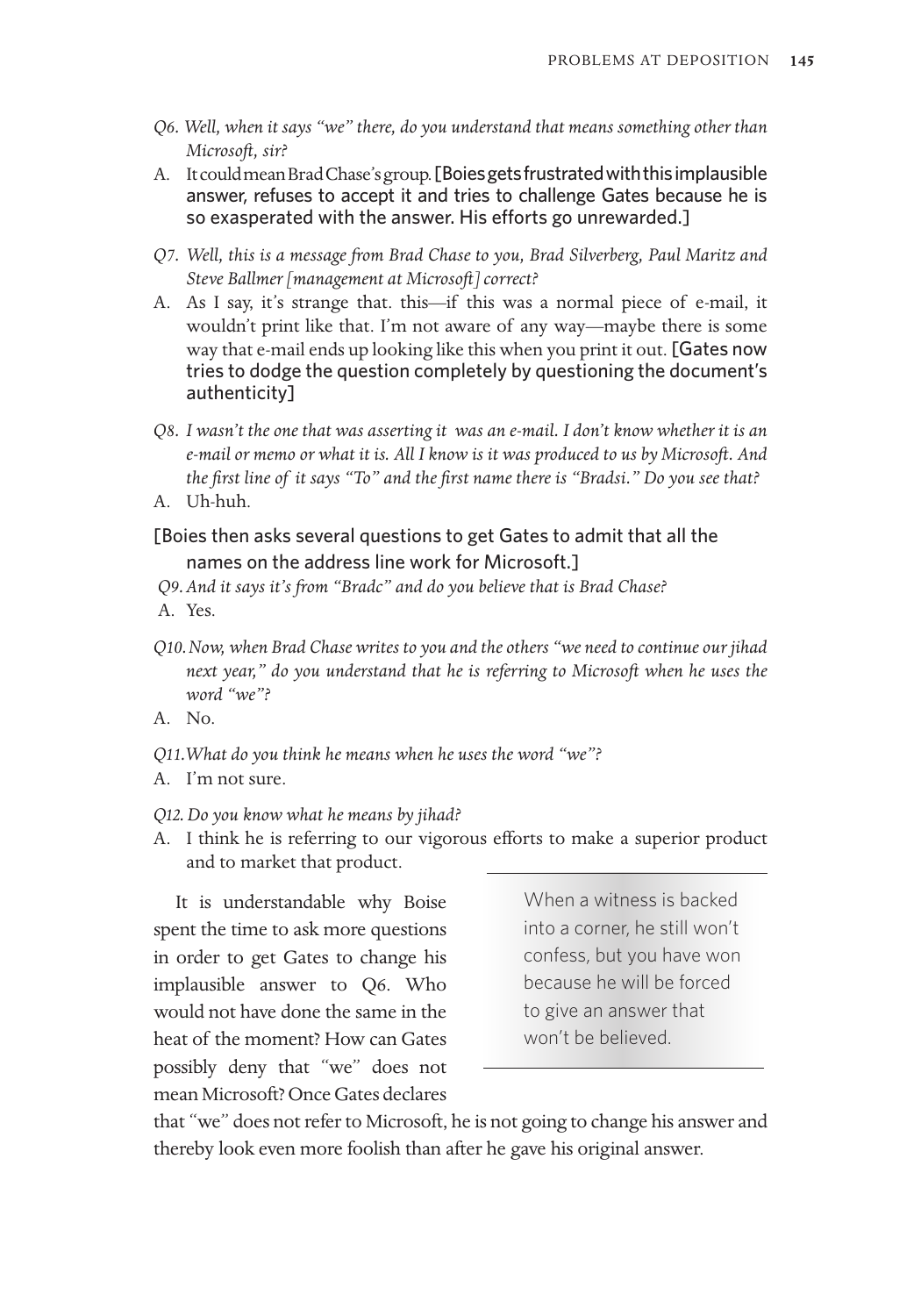*Q6. Well, when it says "we" there, do you understand that means something other than Microsoft, sir?*

A. It could mean Brad Chase's group. [Boies gets frustrated with this implausible answer, refuses to accept it and tries to challenge Gates because he is so exasperated with the answer. His efforts go unrewarded.]

*Q7. Well, this is a message from Brad Chase to you, Brad Silverberg, Paul Maritz and Steve Ballmer [management at Microsoft] correct?*

A. As I say, it's strange that. this—if this was a normal piece of e-mail, it wouldn't print like that. I'm not aware of any way—maybe there is some way that e-mail ends up looking like this when you print it out. [Gates now tries to dodge the question completely by questioning the document's authenticity]

*Q8. I wasn't the one that was asserting it was an e-mail. I don't know whether it is an e-mail or memo or what it is. All I know is it was produced to us by Microsoft. And the first line of it says "To" and the first name there is "Bradsi." Do you see that?*

A. Uh-huh.

[Boies then asks several questions to get Gates to admit that all the names on the address line work for Microsoft.]

*Q9. And it says it's from "Bradc" and do you believe that is Brad Chase?*

A. Yes.

*Q10. Now, when Brad Chase writes to you and the others "we need to continue our jihad next year," do you understand that he is referring to Microsoft when he uses the word "we"?*

A. No.

*Q11. What do you think he means when he uses the word "we"?*

A. I'm not sure.

*Q12. Do you know what he means by jihad?*

A. I think he is referring to our vigorous efforts to make a superior product and to market that product.

> When a witness is backed into a corner, he still won't confess, but you have won because he will be forced to give an answer that won't be believed.

It is understandable why Boise spent the time to ask more questions in order to get Gates to change his implausible answer to Q6. Who would not have done the same in the heat of the moment? How can Gates possibly deny that "we" does not mean Microsoft? Once Gates declares that "we" does not refer to Microsoft, he is not going to change his answer and thereby look even more foolish than after he gave his original answer.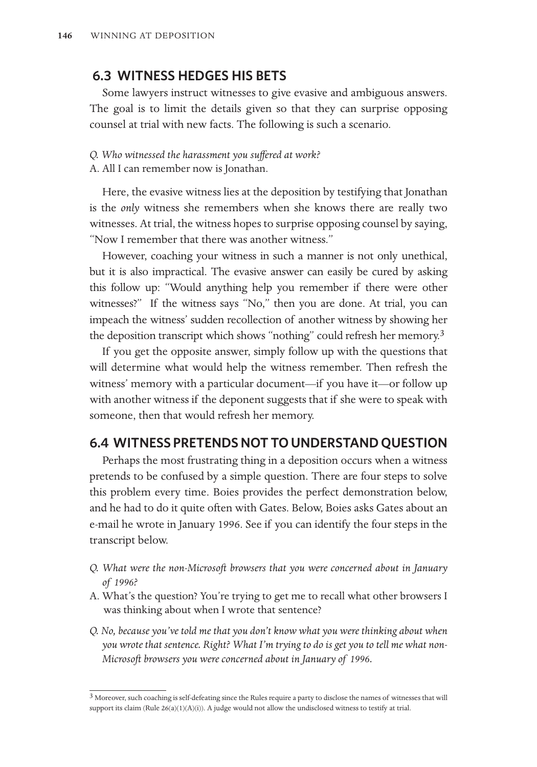## 6.3 WITNESS HEDGES HIS BETS

Some lawyers instruct witnesses to give evasive and ambiguous answers. The goal is to limit the details given so that they can surprise opposing counsel at trial with new facts. The following is such a scenario.

*Q. Who witnessed the harassment you suffered at work?*

A. All I can remember now is Jonathan.

Here, the evasive witness lies at the deposition by testifying that Jonathan is the *only* witness she remembers when she knows there are really two witnesses. At trial, the witness hopes to surprise opposing counsel by saying, "Now I remember that there was another witness."

However, coaching your witness in such a manner is not only unethical, but it is also impractical. The evasive answer can easily be cured by asking this follow up: "Would anything help you remember if there were other witnesses?" If the witness says "No," then you are done. At trial, you can impeach the witness' sudden recollection of another witness by showing her the deposition transcript which shows "nothing" could refresh her memory.[3]

If you get the opposite answer, simply follow up with the questions that will determine what would help the witness remember. Then refresh the witness' memory with a particular document—if you have it—or follow up with another witness if the deponent suggests that if she were to speak with someone, then that would refresh her memory.

## 6.4 WITNESS PRETENDS NOT TO UNDERSTAND QUESTION

Perhaps the most frustrating thing in a deposition occurs when a witness pretends to be confused by a simple question. There are four steps to solve this problem every time. Boies provides the perfect demonstration below, and he had to do it quite often with Gates. Below, Boies asks Gates about an e-mail he wrote in January 1996. See if you can identify the four steps in the transcript below.

- *Q. What were the non-Microsoft browsers that you were concerned about in January of 1996?*
- A. What's the question? You're trying to get me to recall what other browsers I was thinking about when I wrote that sentence?
- *Q. No, because you've told me that you don't know what you were thinking about when you wrote that sentence. Right? What I'm trying to do is get you to tell me what non-Microsoft browsers you were concerned about in January of 1996.*

---

[3] Moreover, such coaching is self-defeating since the Rules require a party to disclose the names of witnesses that will support its claim (Rule 26(a)(1)(A)(i)). A judge would not allow the undisclosed witness to testify at trial.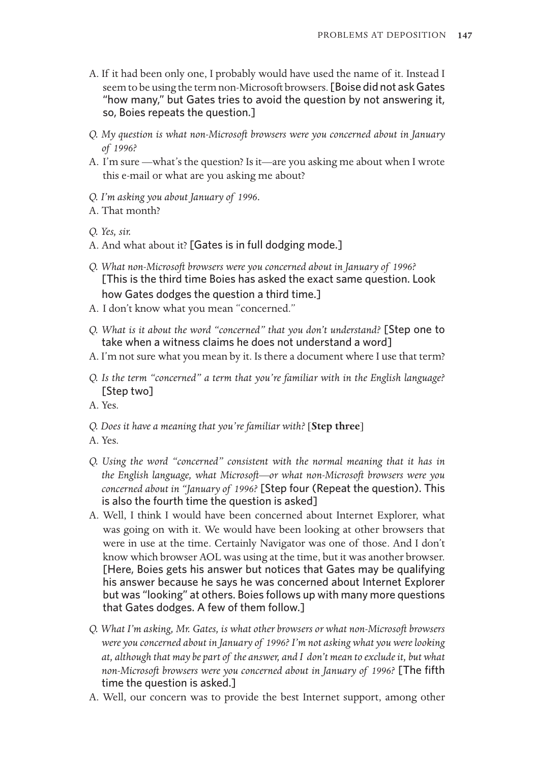A. If it had been only one, I probably would have used the name of it. Instead I seem to be using the term non-Microsoft browsers. [Boise did not ask Gates "how many," but Gates tries to avoid the question by not answering it, so, Boies repeats the question.]

*Q. My question is what non-Microsoft browsers were you concerned about in January of 1996?*

A. I'm sure —what's the question? Is it—are you asking me about when I wrote this e-mail or what are you asking me about?

*Q. I'm asking you about January of 1996.*

A. That month?

*Q. Yes, sir.*

A. And what about it? [Gates is in full dodging mode.]

*Q. What non-Microsoft browsers were you concerned about in January of 1996?* [This is the third time Boies has asked the exact same question. Look how Gates dodges the question a third time.]

A. I don't know what you mean "concerned."

*Q. What is it about the word "concerned" that you don't understand?* [Step one to take when a witness claims he does not understand a word]

A. I'm not sure what you mean by it. Is there a document where I use that term?

*Q. Is the term "concerned" a term that you're familiar with in the English language?* [Step two]

A. Yes.

*Q. Does it have a meaning that you're familiar with?* [**Step three**]

A. Yes.

*Q. Using the word "concerned" consistent with the normal meaning that it has in the English language, what Microsoft—or what non-Microsoft browsers were you concerned about in "January of 1996?* [Step four (Repeat the question). This is also the fourth time the question is asked]

A. Well, I think I would have been concerned about Internet Explorer, what was going on with it. We would have been looking at other browsers that were in use at the time. Certainly Navigator was one of those. And I don't know which browser AOL was using at the time, but it was another browser. [Here, Boies gets his answer but notices that Gates may be qualifying his answer because he says he was concerned about Internet Explorer but was "looking" at others. Boies follows up with many more questions that Gates dodges. A few of them follow.]

*Q. What I'm asking, Mr. Gates, is what other browsers or what non-Microsoft browsers were you concerned about in January of 1996? I'm not asking what you were looking at, although that may be part of the answer, and I don't mean to exclude it, but what non-Microsoft browsers were you concerned about in January of 1996?* [The fifth time the question is asked.]

A. Well, our concern was to provide the best Internet support, among other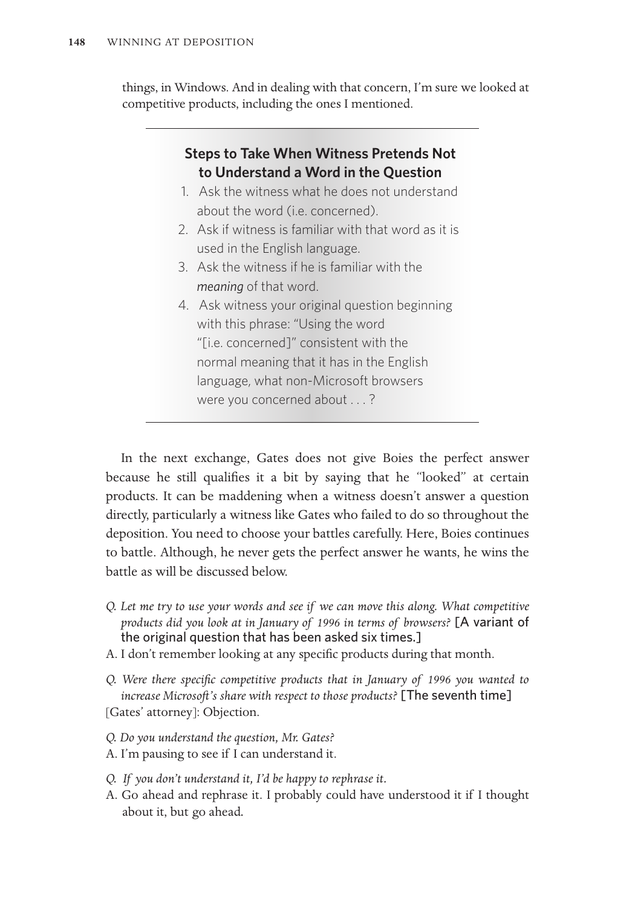things, in Windows. And in dealing with that concern, I'm sure we looked at competitive products, including the ones I mentioned.

---

### Steps to Take When Witness Pretends Not to Understand a Word in the Question

1. Ask the witness what he does not understand about the word (i.e. concerned).
2. Ask if witness is familiar with that word as it is used in the English language.
3. Ask the witness if he is familiar with the *meaning* of that word.
4. Ask witness your original question beginning with this phrase: "Using the word "[i.e. concerned]" consistent with the normal meaning that it has in the English language, what non-Microsoft browsers were you concerned about . . . ?

---

In the next exchange, Gates does not give Boies the perfect answer because he still qualifies it a bit by saying that he "looked" at certain products. It can be maddening when a witness doesn't answer a question directly, particularly a witness like Gates who failed to do so throughout the deposition. You need to choose your battles carefully. Here, Boies continues to battle. Although, he never gets the perfect answer he wants, he wins the battle as will be discussed below.

*Q. Let me try to use your words and see if we can move this along. What competitive products did you look at in January of 1996 in terms of browsers?* [A variant of the original question that has been asked six times.]

A. I don't remember looking at any specific products during that month.

*Q. Were there specific competitive products that in January of 1996 you wanted to increase Microsoft's share with respect to those products?* [The seventh time]

[Gates' attorney]: Objection.

*Q. Do you understand the question, Mr. Gates?*

A. I'm pausing to see if I can understand it.

*Q. If you don't understand it, I'd be happy to rephrase it.*

A. Go ahead and rephrase it. I probably could have understood it if I thought about it, but go ahead.